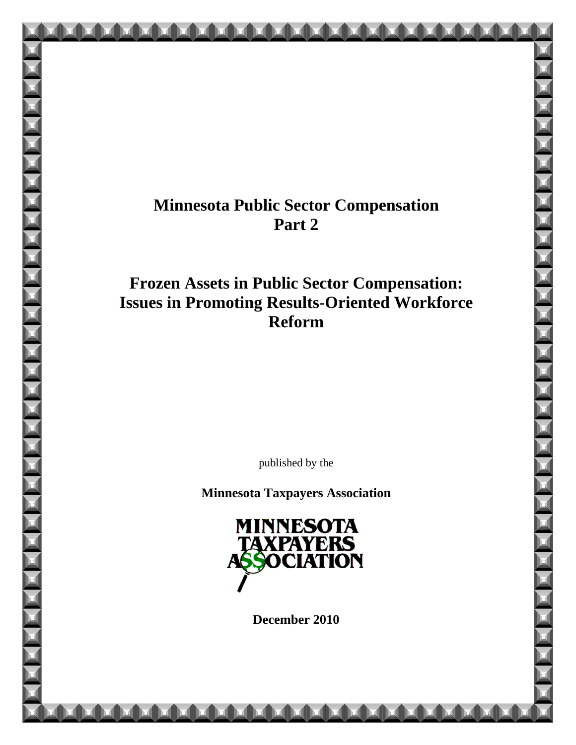# Minnesota Public Sector Compensation
# Part 2

## Frozen Assets in Public Sector Compensation: Issues in Promoting Results-Oriented Workforce Reform

published by the

**Minnesota Taxpayers Association**

MINNESOTA TAXPAYERS ASSOCIATION

**December 2010**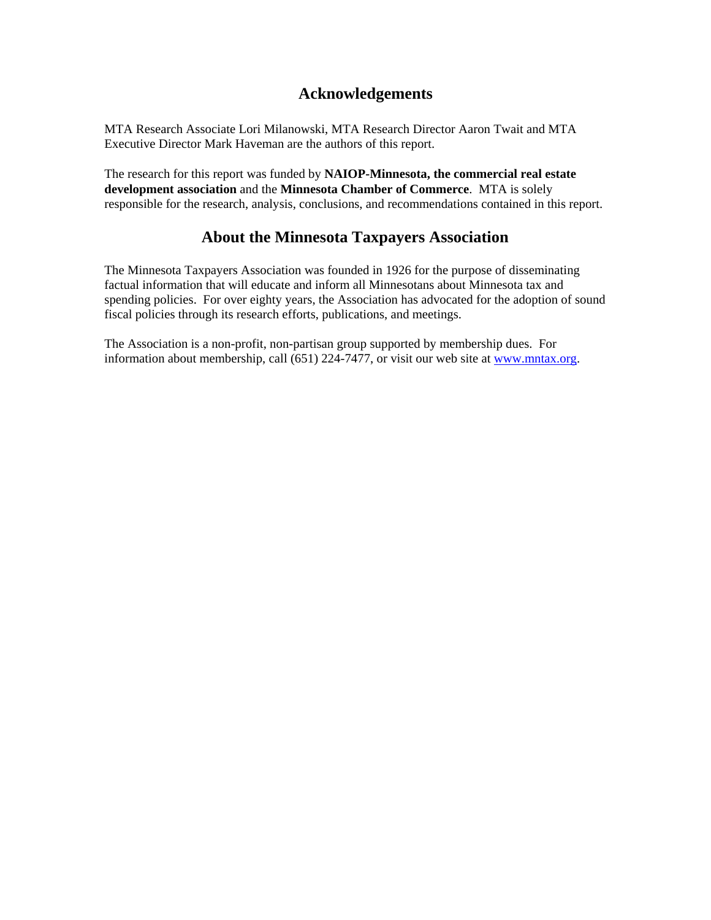## Acknowledgements

MTA Research Associate Lori Milanowski, MTA Research Director Aaron Twait and MTA Executive Director Mark Haveman are the authors of this report.

The research for this report was funded by **NAIOP-Minnesota, the commercial real estate development association** and the **Minnesota Chamber of Commerce**. MTA is solely responsible for the research, analysis, conclusions, and recommendations contained in this report.

## About the Minnesota Taxpayers Association

The Minnesota Taxpayers Association was founded in 1926 for the purpose of disseminating factual information that will educate and inform all Minnesotans about Minnesota tax and spending policies. For over eighty years, the Association has advocated for the adoption of sound fiscal policies through its research efforts, publications, and meetings.

The Association is a non-profit, non-partisan group supported by membership dues. For information about membership, call (651) 224-7477, or visit our web site at www.mntax.org.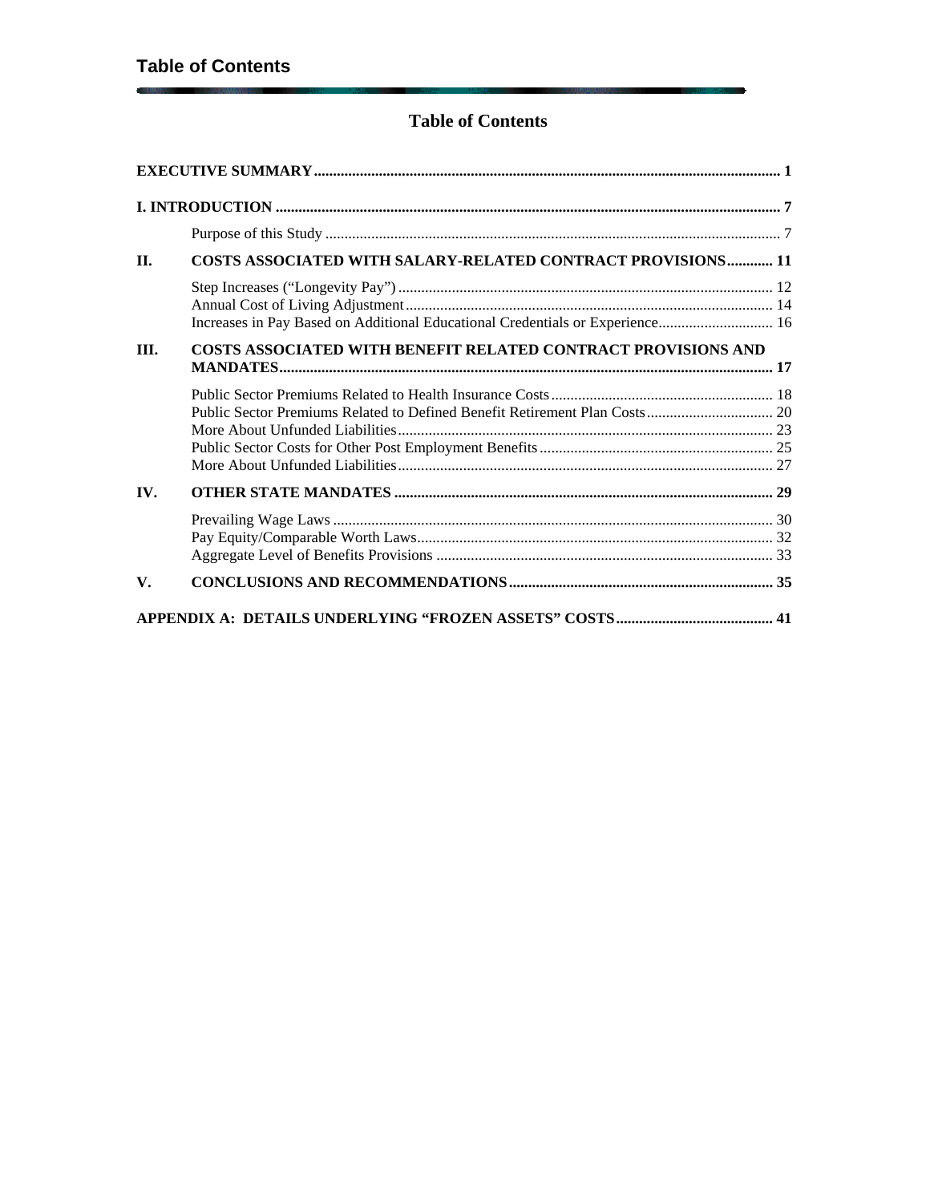# Table of Contents

EXECUTIVE SUMMARY ........................................................ 1

I. INTRODUCTION ........................................................ 7

- Purpose of this Study ........................................................ 7

II. COSTS ASSOCIATED WITH SALARY-RELATED CONTRACT PROVISIONS ........................................................ 11

- Step Increases ("Longevity Pay") ........................................................ 12
- Annual Cost of Living Adjustment ........................................................ 14
- Increases in Pay Based on Additional Educational Credentials or Experience ........................................................ 16

III. COSTS ASSOCIATED WITH BENEFIT RELATED CONTRACT PROVISIONS AND MANDATES ........................................................ 17

- Public Sector Premiums Related to Health Insurance Costs ........................................................ 18
- Public Sector Premiums Related to Defined Benefit Retirement Plan Costs ........................................................ 20
- More About Unfunded Liabilities ........................................................ 23
- Public Sector Costs for Other Post Employment Benefits ........................................................ 25
- More About Unfunded Liabilities ........................................................ 27

IV. OTHER STATE MANDATES ........................................................ 29

- Prevailing Wage Laws ........................................................ 30
- Pay Equity/Comparable Worth Laws ........................................................ 32
- Aggregate Level of Benefits Provisions ........................................................ 33

V. CONCLUSIONS AND RECOMMENDATIONS ........................................................ 35

APPENDIX A: DETAILS UNDERLYING "FROZEN ASSETS" COSTS ........................................................ 41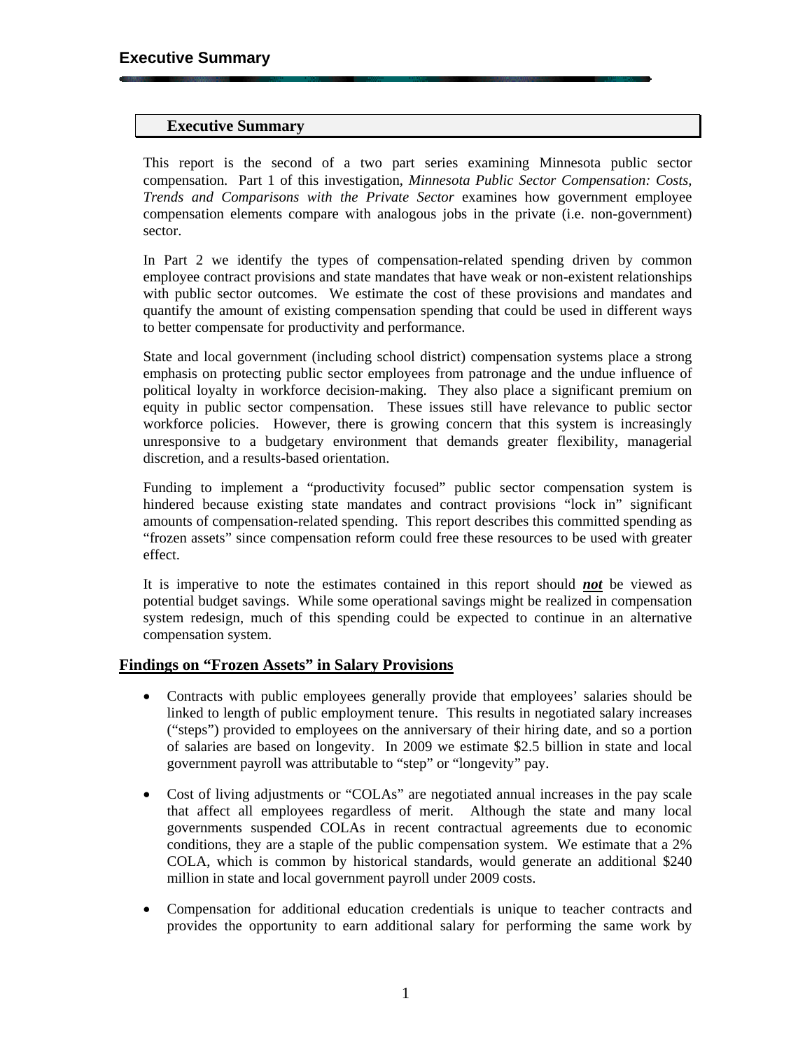# Executive Summary

This report is the second of a two part series examining Minnesota public sector compensation. Part 1 of this investigation, *Minnesota Public Sector Compensation: Costs, Trends and Comparisons with the Private Sector* examines how government employee compensation elements compare with analogous jobs in the private (i.e. non-government) sector.

In Part 2 we identify the types of compensation-related spending driven by common employee contract provisions and state mandates that have weak or non-existent relationships with public sector outcomes. We estimate the cost of these provisions and mandates and quantify the amount of existing compensation spending that could be used in different ways to better compensate for productivity and performance.

State and local government (including school district) compensation systems place a strong emphasis on protecting public sector employees from patronage and the undue influence of political loyalty in workforce decision-making. They also place a significant premium on equity in public sector compensation. These issues still have relevance to public sector workforce policies. However, there is growing concern that this system is increasingly unresponsive to a budgetary environment that demands greater flexibility, managerial discretion, and a results-based orientation.

Funding to implement a "productivity focused" public sector compensation system is hindered because existing state mandates and contract provisions "lock in" significant amounts of compensation-related spending. This report describes this committed spending as "frozen assets" since compensation reform could free these resources to be used with greater effect.

It is imperative to note the estimates contained in this report should ***not*** be viewed as potential budget savings. While some operational savings might be realized in compensation system redesign, much of this spending could be expected to continue in an alternative compensation system.

## Findings on "Frozen Assets" in Salary Provisions

- Contracts with public employees generally provide that employees' salaries should be linked to length of public employment tenure. This results in negotiated salary increases ("steps") provided to employees on the anniversary of their hiring date, and so a portion of salaries are based on longevity. In 2009 we estimate $2.5 billion in state and local government payroll was attributable to "step" or "longevity" pay.

- Cost of living adjustments or "COLAs" are negotiated annual increases in the pay scale that affect all employees regardless of merit. Although the state and many local governments suspended COLAs in recent contractual agreements due to economic conditions, they are a staple of the public compensation system. We estimate that a 2% COLA, which is common by historical standards, would generate an additional $240 million in state and local government payroll under 2009 costs.

- Compensation for additional education credentials is unique to teacher contracts and provides the opportunity to earn additional salary for performing the same work by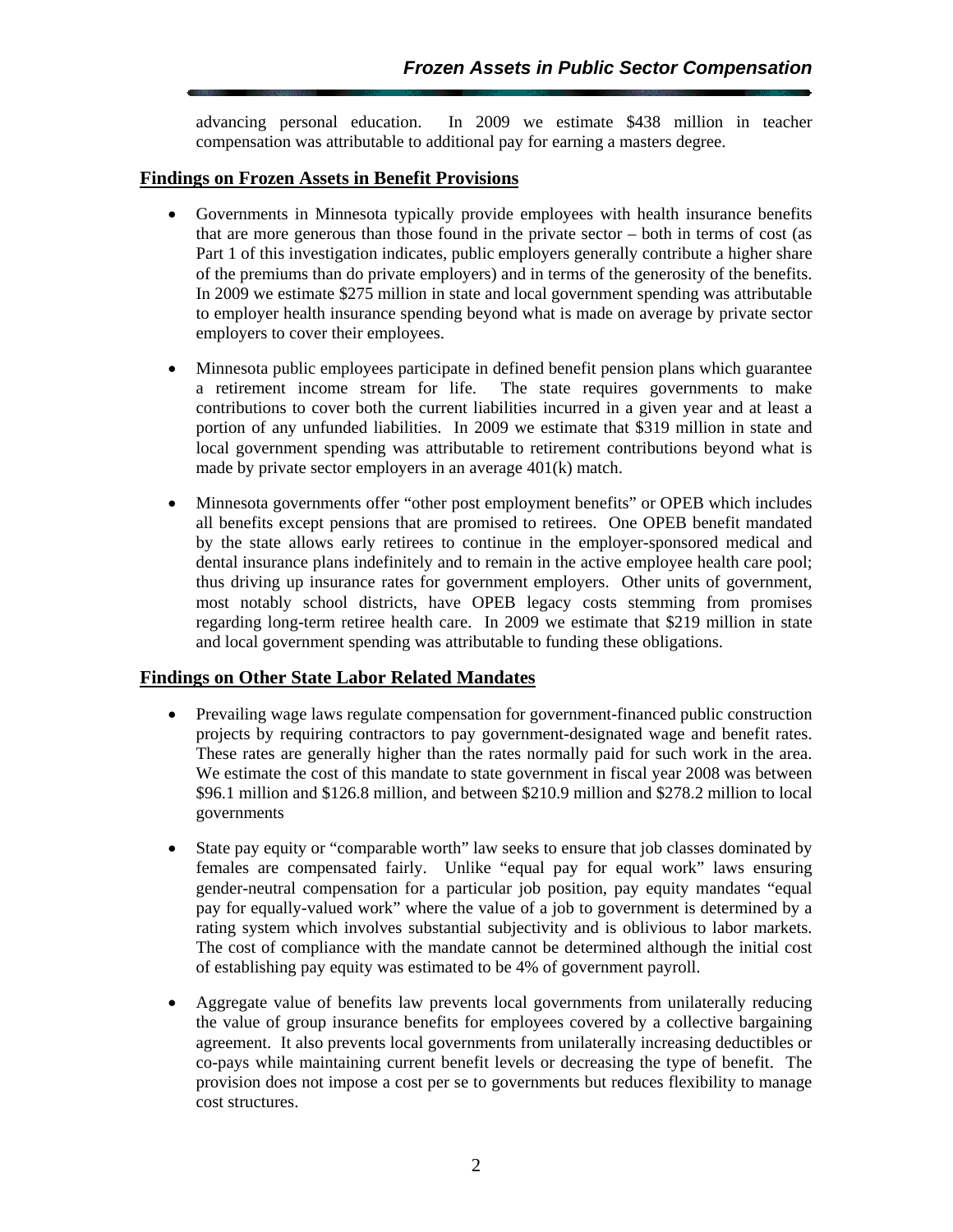advancing personal education. In 2009 we estimate $438 million in teacher compensation was attributable to additional pay for earning a masters degree.

## Findings on Frozen Assets in Benefit Provisions

- Governments in Minnesota typically provide employees with health insurance benefits that are more generous than those found in the private sector – both in terms of cost (as Part 1 of this investigation indicates, public employers generally contribute a higher share of the premiums than do private employers) and in terms of the generosity of the benefits. In 2009 we estimate $275 million in state and local government spending was attributable to employer health insurance spending beyond what is made on average by private sector employers to cover their employees.

- Minnesota public employees participate in defined benefit pension plans which guarantee a retirement income stream for life. The state requires governments to make contributions to cover both the current liabilities incurred in a given year and at least a portion of any unfunded liabilities. In 2009 we estimate that $319 million in state and local government spending was attributable to retirement contributions beyond what is made by private sector employers in an average 401(k) match.

- Minnesota governments offer "other post employment benefits" or OPEB which includes all benefits except pensions that are promised to retirees. One OPEB benefit mandated by the state allows early retirees to continue in the employer-sponsored medical and dental insurance plans indefinitely and to remain in the active employee health care pool; thus driving up insurance rates for government employers. Other units of government, most notably school districts, have OPEB legacy costs stemming from promises regarding long-term retiree health care. In 2009 we estimate that $219 million in state and local government spending was attributable to funding these obligations.

## Findings on Other State Labor Related Mandates

- Prevailing wage laws regulate compensation for government-financed public construction projects by requiring contractors to pay government-designated wage and benefit rates. These rates are generally higher than the rates normally paid for such work in the area. We estimate the cost of this mandate to state government in fiscal year 2008 was between $96.1 million and $126.8 million, and between $210.9 million and $278.2 million to local governments

- State pay equity or "comparable worth" law seeks to ensure that job classes dominated by females are compensated fairly. Unlike "equal pay for equal work" laws ensuring gender-neutral compensation for a particular job position, pay equity mandates "equal pay for equally-valued work" where the value of a job to government is determined by a rating system which involves substantial subjectivity and is oblivious to labor markets. The cost of compliance with the mandate cannot be determined although the initial cost of establishing pay equity was estimated to be 4% of government payroll.

- Aggregate value of benefits law prevents local governments from unilaterally reducing the value of group insurance benefits for employees covered by a collective bargaining agreement. It also prevents local governments from unilaterally increasing deductibles or co-pays while maintaining current benefit levels or decreasing the type of benefit. The provision does not impose a cost per se to governments but reduces flexibility to manage cost structures.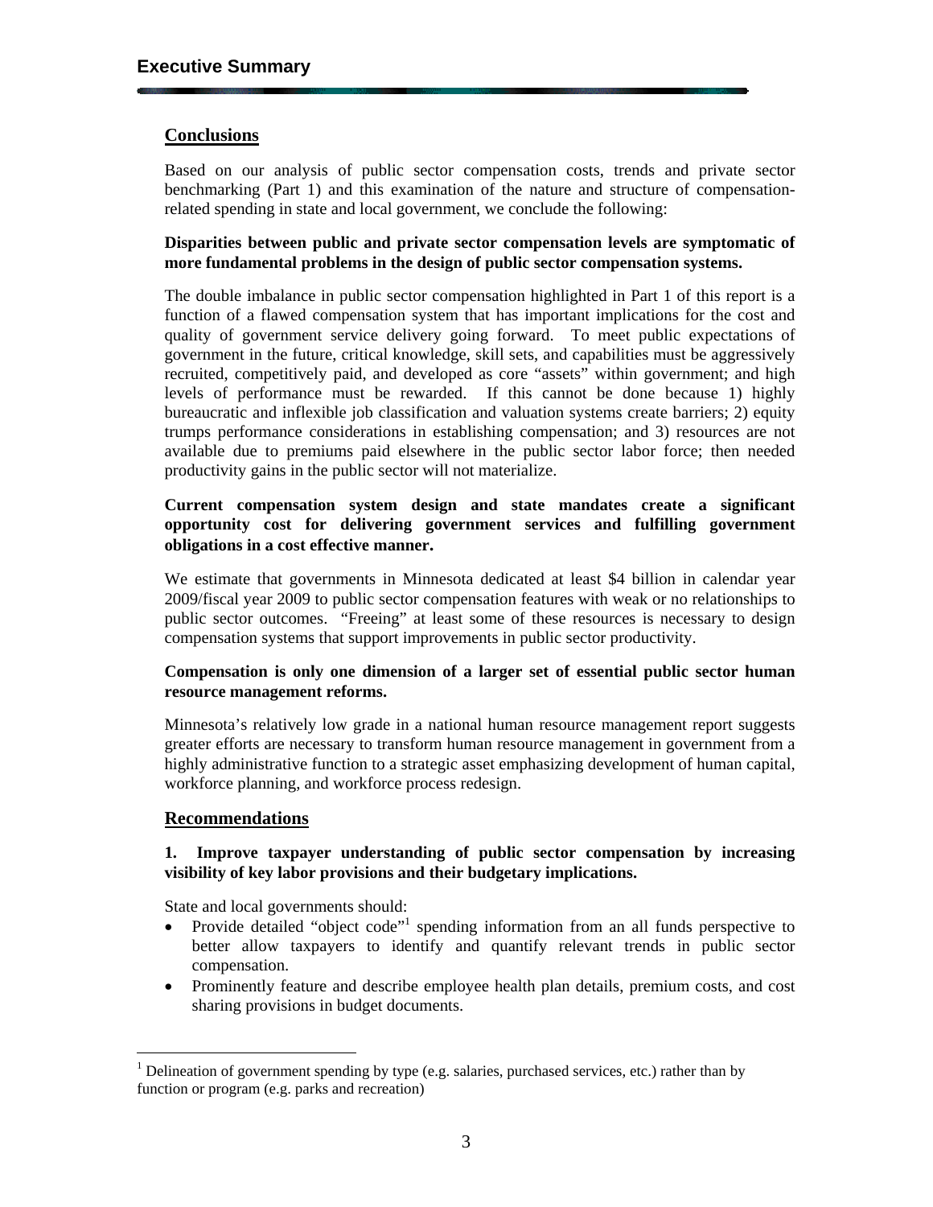## Executive Summary

### Conclusions

Based on our analysis of public sector compensation costs, trends and private sector benchmarking (Part 1) and this examination of the nature and structure of compensation-related spending in state and local government, we conclude the following:

**Disparities between public and private sector compensation levels are symptomatic of more fundamental problems in the design of public sector compensation systems.**

The double imbalance in public sector compensation highlighted in Part 1 of this report is a function of a flawed compensation system that has important implications for the cost and quality of government service delivery going forward. To meet public expectations of government in the future, critical knowledge, skill sets, and capabilities must be aggressively recruited, competitively paid, and developed as core "assets" within government; and high levels of performance must be rewarded. If this cannot be done because 1) highly bureaucratic and inflexible job classification and valuation systems create barriers; 2) equity trumps performance considerations in establishing compensation; and 3) resources are not available due to premiums paid elsewhere in the public sector labor force; then needed productivity gains in the public sector will not materialize.

**Current compensation system design and state mandates create a significant opportunity cost for delivering government services and fulfilling government obligations in a cost effective manner.**

We estimate that governments in Minnesota dedicated at least $4 billion in calendar year 2009/fiscal year 2009 to public sector compensation features with weak or no relationships to public sector outcomes. "Freeing" at least some of these resources is necessary to design compensation systems that support improvements in public sector productivity.

**Compensation is only one dimension of a larger set of essential public sector human resource management reforms.**

Minnesota's relatively low grade in a national human resource management report suggests greater efforts are necessary to transform human resource management in government from a highly administrative function to a strategic asset emphasizing development of human capital, workforce planning, and workforce process redesign.

### Recommendations

**1. Improve taxpayer understanding of public sector compensation by increasing visibility of key labor provisions and their budgetary implications.**

State and local governments should:

- Provide detailed "object code"[1] spending information from an all funds perspective to better allow taxpayers to identify and quantify relevant trends in public sector compensation.
- Prominently feature and describe employee health plan details, premium costs, and cost sharing provisions in budget documents.

[1] Delineation of government spending by type (e.g. salaries, purchased services, etc.) rather than by function or program (e.g. parks and recreation)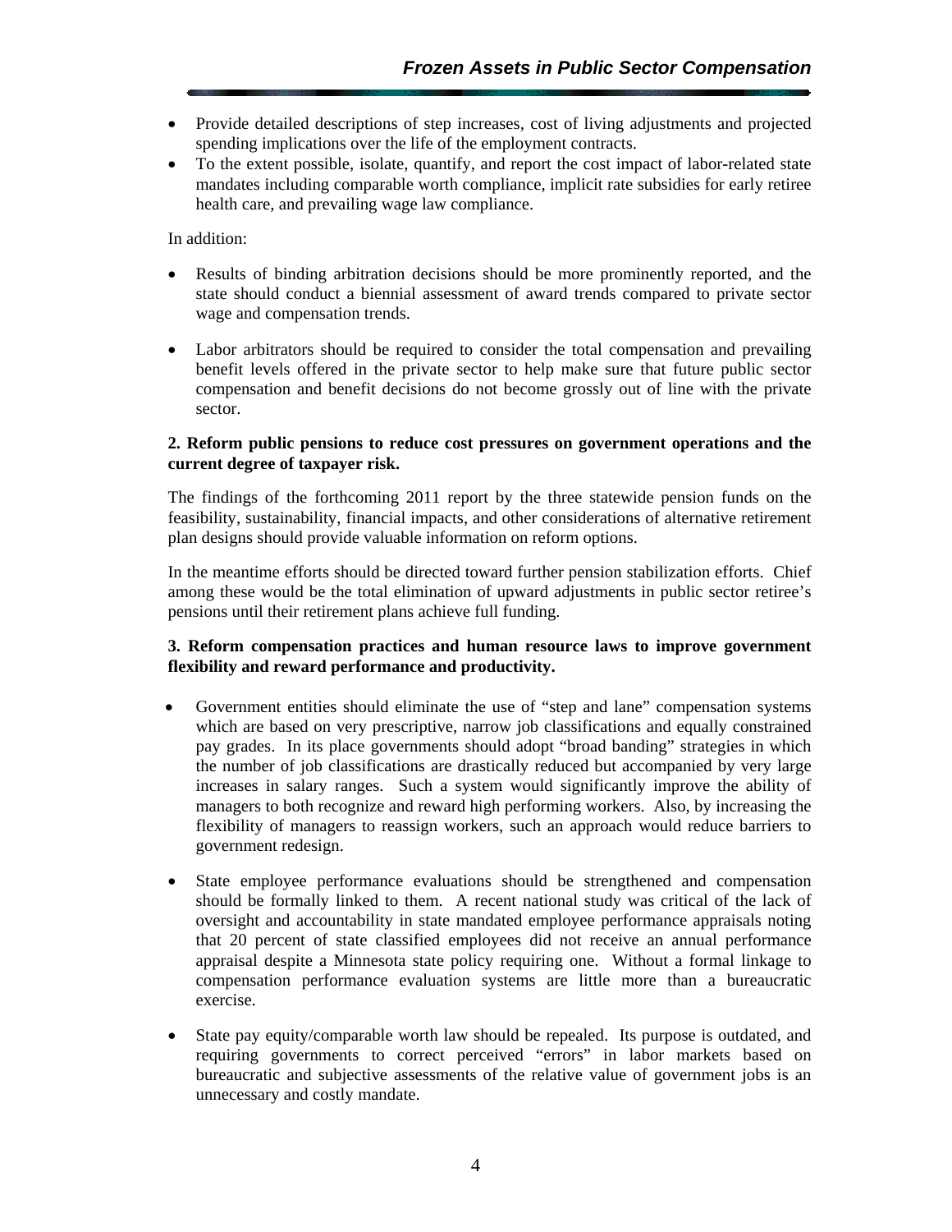- Provide detailed descriptions of step increases, cost of living adjustments and projected spending implications over the life of the employment contracts.
- To the extent possible, isolate, quantify, and report the cost impact of labor-related state mandates including comparable worth compliance, implicit rate subsidies for early retiree health care, and prevailing wage law compliance.

In addition:

- Results of binding arbitration decisions should be more prominently reported, and the state should conduct a biennial assessment of award trends compared to private sector wage and compensation trends.

- Labor arbitrators should be required to consider the total compensation and prevailing benefit levels offered in the private sector to help make sure that future public sector compensation and benefit decisions do not become grossly out of line with the private sector.

**2. Reform public pensions to reduce cost pressures on government operations and the current degree of taxpayer risk.**

The findings of the forthcoming 2011 report by the three statewide pension funds on the feasibility, sustainability, financial impacts, and other considerations of alternative retirement plan designs should provide valuable information on reform options.

In the meantime efforts should be directed toward further pension stabilization efforts. Chief among these would be the total elimination of upward adjustments in public sector retiree's pensions until their retirement plans achieve full funding.

**3. Reform compensation practices and human resource laws to improve government flexibility and reward performance and productivity.**

- Government entities should eliminate the use of "step and lane" compensation systems which are based on very prescriptive, narrow job classifications and equally constrained pay grades. In its place governments should adopt "broad banding" strategies in which the number of job classifications are drastically reduced but accompanied by very large increases in salary ranges. Such a system would significantly improve the ability of managers to both recognize and reward high performing workers. Also, by increasing the flexibility of managers to reassign workers, such an approach would reduce barriers to government redesign.

- State employee performance evaluations should be strengthened and compensation should be formally linked to them. A recent national study was critical of the lack of oversight and accountability in state mandated employee performance appraisals noting that 20 percent of state classified employees did not receive an annual performance appraisal despite a Minnesota state policy requiring one. Without a formal linkage to compensation performance evaluation systems are little more than a bureaucratic exercise.

- State pay equity/comparable worth law should be repealed. Its purpose is outdated, and requiring governments to correct perceived "errors" in labor markets based on bureaucratic and subjective assessments of the relative value of government jobs is an unnecessary and costly mandate.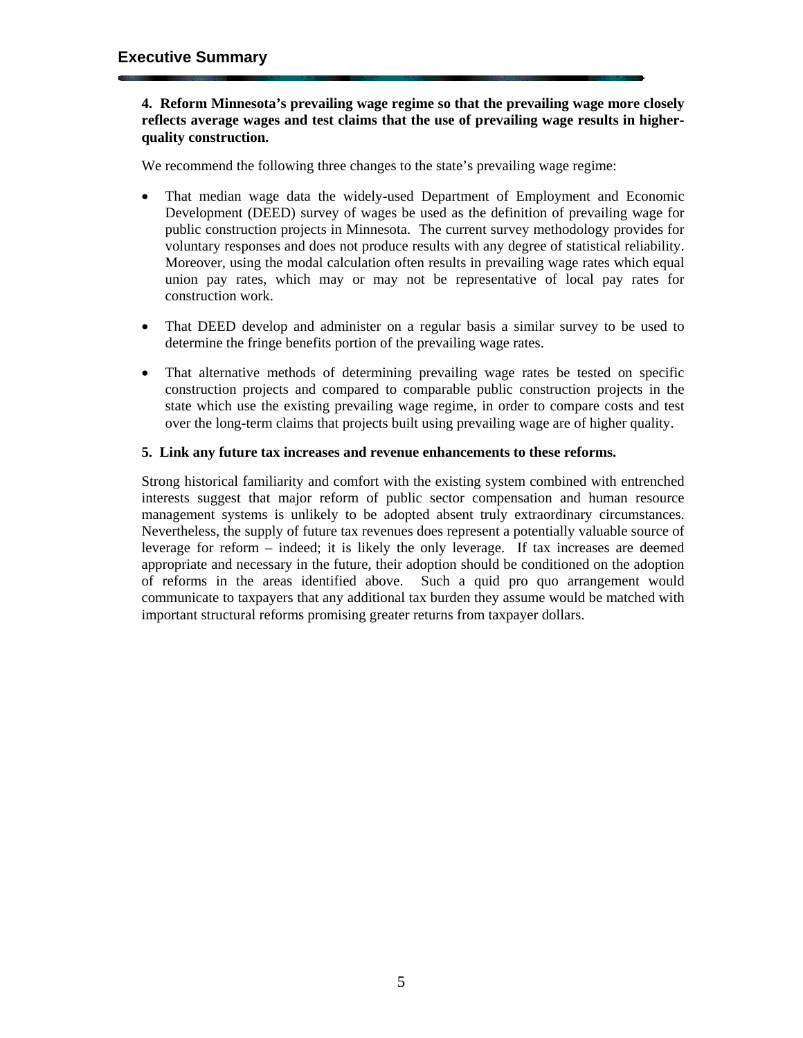## Executive Summary

**4. Reform Minnesota's prevailing wage regime so that the prevailing wage more closely reflects average wages and test claims that the use of prevailing wage results in higher-quality construction.**

We recommend the following three changes to the state's prevailing wage regime:

- That median wage data the widely-used Department of Employment and Economic Development (DEED) survey of wages be used as the definition of prevailing wage for public construction projects in Minnesota. The current survey methodology provides for voluntary responses and does not produce results with any degree of statistical reliability. Moreover, using the modal calculation often results in prevailing wage rates which equal union pay rates, which may or may not be representative of local pay rates for construction work.

- That DEED develop and administer on a regular basis a similar survey to be used to determine the fringe benefits portion of the prevailing wage rates.

- That alternative methods of determining prevailing wage rates be tested on specific construction projects and compared to comparable public construction projects in the state which use the existing prevailing wage regime, in order to compare costs and test over the long-term claims that projects built using prevailing wage are of higher quality.

**5. Link any future tax increases and revenue enhancements to these reforms.**

Strong historical familiarity and comfort with the existing system combined with entrenched interests suggest that major reform of public sector compensation and human resource management systems is unlikely to be adopted absent truly extraordinary circumstances. Nevertheless, the supply of future tax revenues does represent a potentially valuable source of leverage for reform – indeed; it is likely the only leverage. If tax increases are deemed appropriate and necessary in the future, their adoption should be conditioned on the adoption of reforms in the areas identified above. Such a quid pro quo arrangement would communicate to taxpayers that any additional tax burden they assume would be matched with important structural reforms promising greater returns from taxpayer dollars.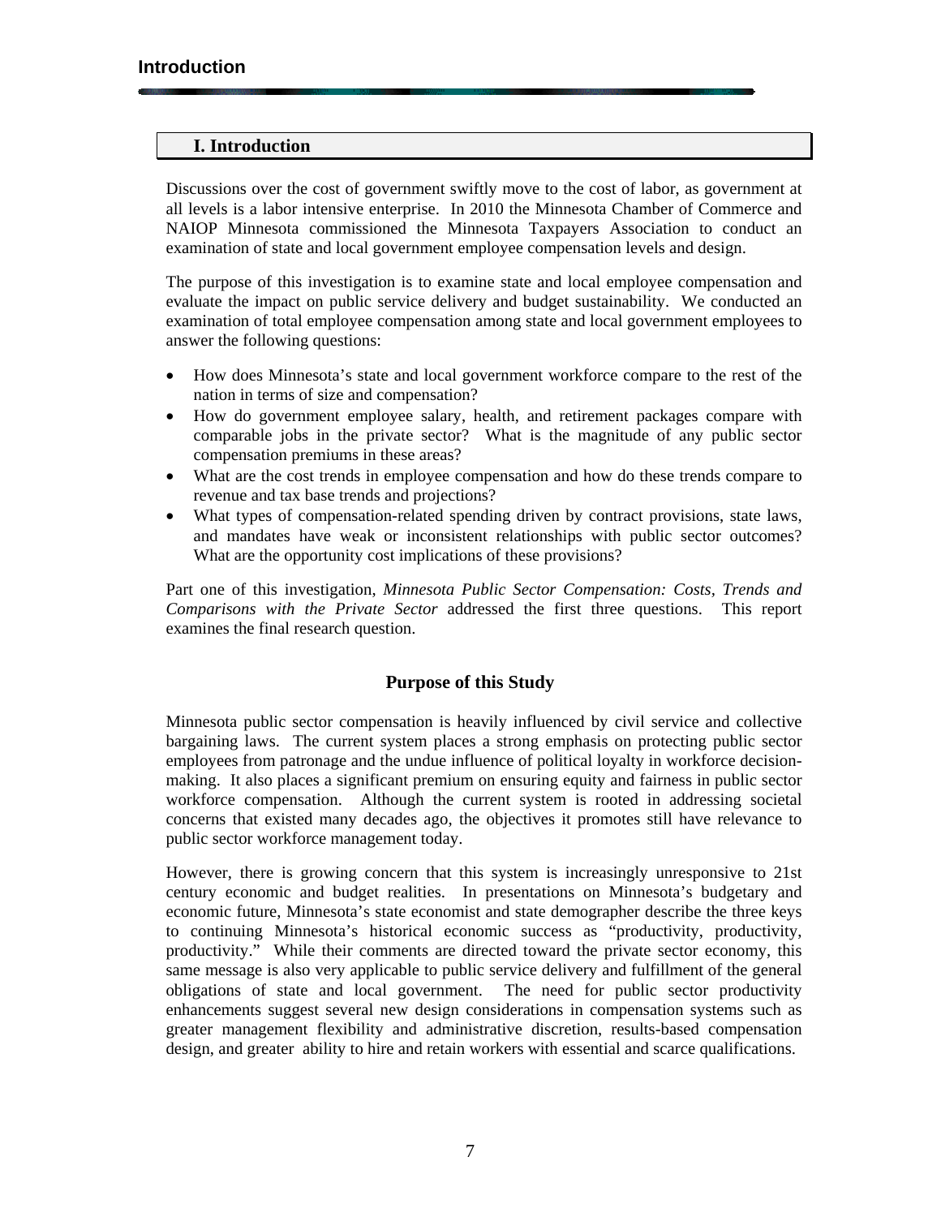## I. Introduction

Discussions over the cost of government swiftly move to the cost of labor, as government at all levels is a labor intensive enterprise. In 2010 the Minnesota Chamber of Commerce and NAIOP Minnesota commissioned the Minnesota Taxpayers Association to conduct an examination of state and local government employee compensation levels and design.

The purpose of this investigation is to examine state and local employee compensation and evaluate the impact on public service delivery and budget sustainability. We conducted an examination of total employee compensation among state and local government employees to answer the following questions:

- How does Minnesota's state and local government workforce compare to the rest of the nation in terms of size and compensation?
- How do government employee salary, health, and retirement packages compare with comparable jobs in the private sector? What is the magnitude of any public sector compensation premiums in these areas?
- What are the cost trends in employee compensation and how do these trends compare to revenue and tax base trends and projections?
- What types of compensation-related spending driven by contract provisions, state laws, and mandates have weak or inconsistent relationships with public sector outcomes? What are the opportunity cost implications of these provisions?

Part one of this investigation, *Minnesota Public Sector Compensation: Costs, Trends and Comparisons with the Private Sector* addressed the first three questions. This report examines the final research question.

### Purpose of this Study

Minnesota public sector compensation is heavily influenced by civil service and collective bargaining laws. The current system places a strong emphasis on protecting public sector employees from patronage and the undue influence of political loyalty in workforce decision-making. It also places a significant premium on ensuring equity and fairness in public sector workforce compensation. Although the current system is rooted in addressing societal concerns that existed many decades ago, the objectives it promotes still have relevance to public sector workforce management today.

However, there is growing concern that this system is increasingly unresponsive to 21st century economic and budget realities. In presentations on Minnesota's budgetary and economic future, Minnesota's state economist and state demographer describe the three keys to continuing Minnesota's historical economic success as "productivity, productivity, productivity." While their comments are directed toward the private sector economy, this same message is also very applicable to public service delivery and fulfillment of the general obligations of state and local government. The need for public sector productivity enhancements suggest several new design considerations in compensation systems such as greater management flexibility and administrative discretion, results-based compensation design, and greater ability to hire and retain workers with essential and scarce qualifications.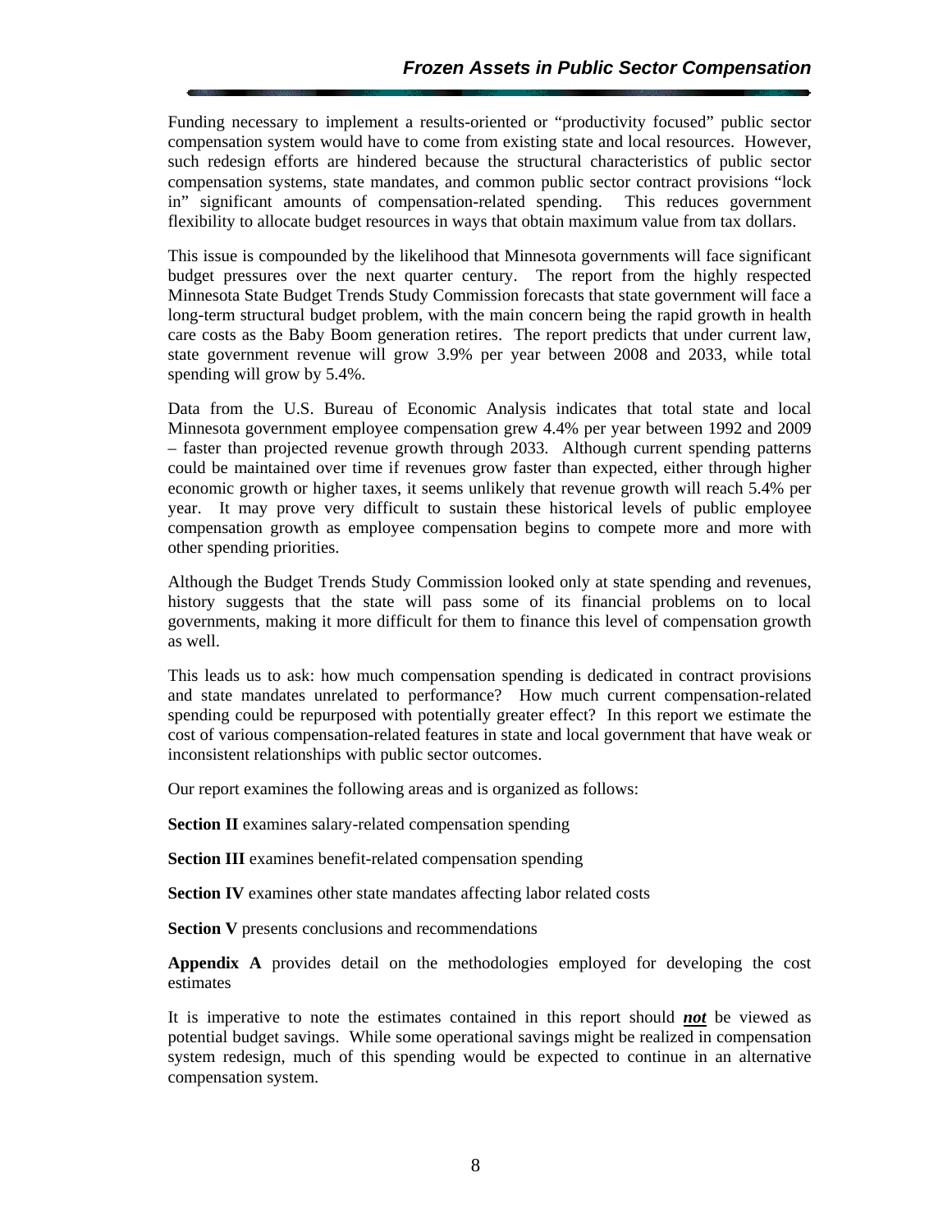Funding necessary to implement a results-oriented or "productivity focused" public sector compensation system would have to come from existing state and local resources. However, such redesign efforts are hindered because the structural characteristics of public sector compensation systems, state mandates, and common public sector contract provisions "lock in" significant amounts of compensation-related spending. This reduces government flexibility to allocate budget resources in ways that obtain maximum value from tax dollars.

This issue is compounded by the likelihood that Minnesota governments will face significant budget pressures over the next quarter century. The report from the highly respected Minnesota State Budget Trends Study Commission forecasts that state government will face a long-term structural budget problem, with the main concern being the rapid growth in health care costs as the Baby Boom generation retires. The report predicts that under current law, state government revenue will grow 3.9% per year between 2008 and 2033, while total spending will grow by 5.4%.

Data from the U.S. Bureau of Economic Analysis indicates that total state and local Minnesota government employee compensation grew 4.4% per year between 1992 and 2009 – faster than projected revenue growth through 2033. Although current spending patterns could be maintained over time if revenues grow faster than expected, either through higher economic growth or higher taxes, it seems unlikely that revenue growth will reach 5.4% per year. It may prove very difficult to sustain these historical levels of public employee compensation growth as employee compensation begins to compete more and more with other spending priorities.

Although the Budget Trends Study Commission looked only at state spending and revenues, history suggests that the state will pass some of its financial problems on to local governments, making it more difficult for them to finance this level of compensation growth as well.

This leads us to ask: how much compensation spending is dedicated in contract provisions and state mandates unrelated to performance? How much current compensation-related spending could be repurposed with potentially greater effect? In this report we estimate the cost of various compensation-related features in state and local government that have weak or inconsistent relationships with public sector outcomes.

Our report examines the following areas and is organized as follows:

**Section II** examines salary-related compensation spending

**Section III** examines benefit-related compensation spending

**Section IV** examines other state mandates affecting labor related costs

**Section V** presents conclusions and recommendations

**Appendix A** provides detail on the methodologies employed for developing the cost estimates

It is imperative to note the estimates contained in this report should ***not*** be viewed as potential budget savings. While some operational savings might be realized in compensation system redesign, much of this spending would be expected to continue in an alternative compensation system.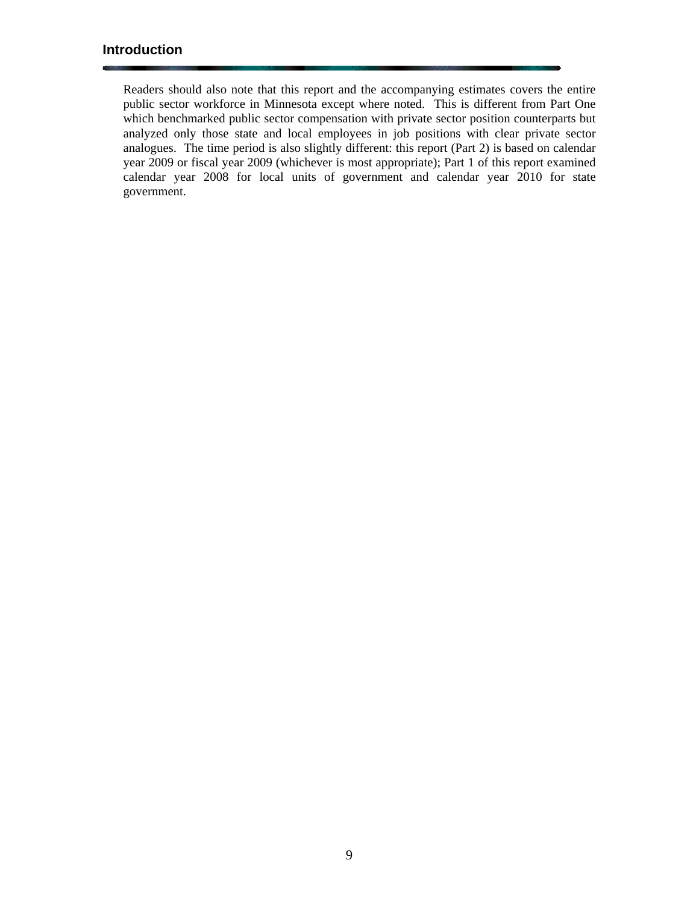## Introduction

Readers should also note that this report and the accompanying estimates covers the entire public sector workforce in Minnesota except where noted. This is different from Part One which benchmarked public sector compensation with private sector position counterparts but analyzed only those state and local employees in job positions with clear private sector analogues. The time period is also slightly different: this report (Part 2) is based on calendar year 2009 or fiscal year 2009 (whichever is most appropriate); Part 1 of this report examined calendar year 2008 for local units of government and calendar year 2010 for state government.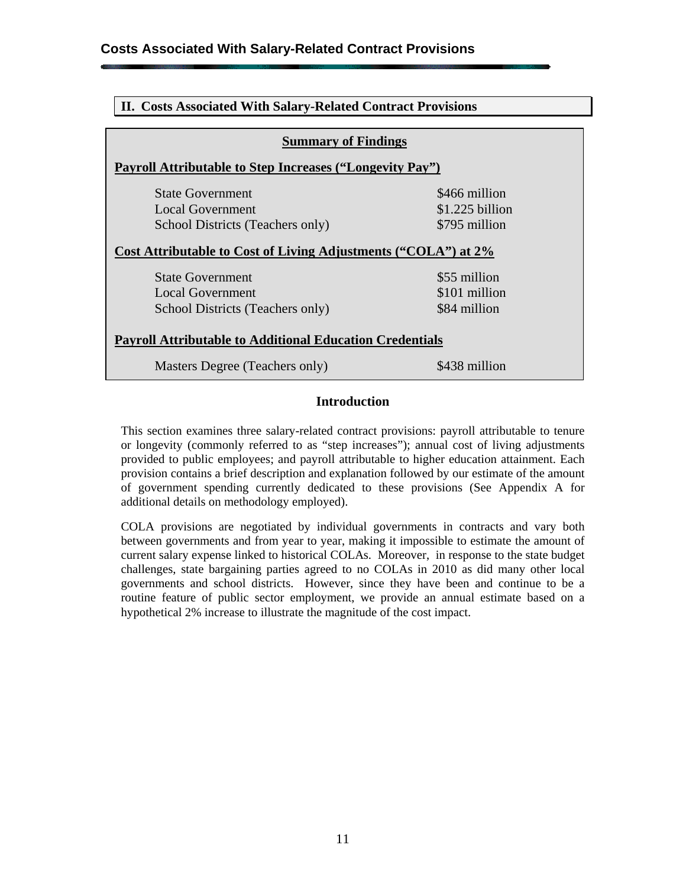## II. Costs Associated With Salary-Related Contract Provisions

**Summary of Findings**

**Payroll Attributable to Step Increases ("Longevity Pay")**

| | |
|---|---|
| State Government | $466 million |
| Local Government | $1.225 billion |
| School Districts (Teachers only) | $795 million |

**Cost Attributable to Cost of Living Adjustments ("COLA") at 2%**

| | |
|---|---|
| State Government | $55 million |
| Local Government | $101 million |
| School Districts (Teachers only) | $84 million |

**Payroll Attributable to Additional Education Credentials**

| | |
|---|---|
| Masters Degree (Teachers only) | $438 million |

### Introduction

This section examines three salary-related contract provisions: payroll attributable to tenure or longevity (commonly referred to as "step increases"); annual cost of living adjustments provided to public employees; and payroll attributable to higher education attainment. Each provision contains a brief description and explanation followed by our estimate of the amount of government spending currently dedicated to these provisions (See Appendix A for additional details on methodology employed).

COLA provisions are negotiated by individual governments in contracts and vary both between governments and from year to year, making it impossible to estimate the amount of current salary expense linked to historical COLAs. Moreover, in response to the state budget challenges, state bargaining parties agreed to no COLAs in 2010 as did many other local governments and school districts. However, since they have been and continue to be a routine feature of public sector employment, we provide an annual estimate based on a hypothetical 2% increase to illustrate the magnitude of the cost impact.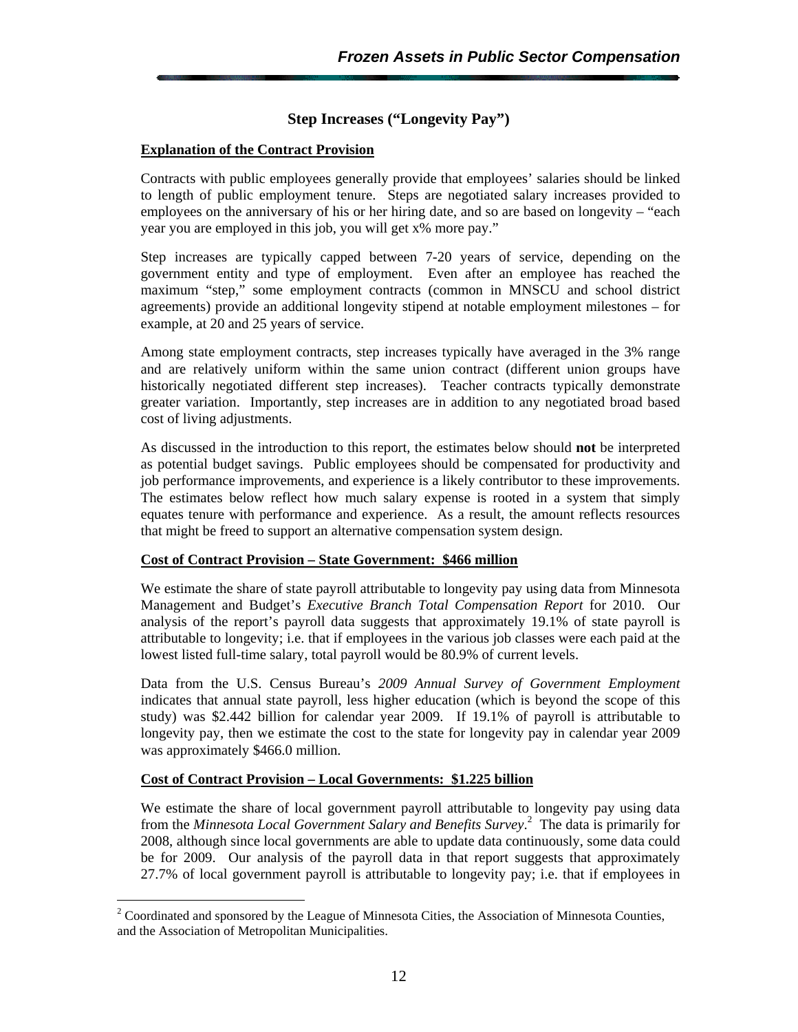## Step Increases ("Longevity Pay")

**Explanation of the Contract Provision**

Contracts with public employees generally provide that employees' salaries should be linked to length of public employment tenure. Steps are negotiated salary increases provided to employees on the anniversary of his or her hiring date, and so are based on longevity – "each year you are employed in this job, you will get x% more pay."

Step increases are typically capped between 7-20 years of service, depending on the government entity and type of employment. Even after an employee has reached the maximum "step," some employment contracts (common in MNSCU and school district agreements) provide an additional longevity stipend at notable employment milestones – for example, at 20 and 25 years of service.

Among state employment contracts, step increases typically have averaged in the 3% range and are relatively uniform within the same union contract (different union groups have historically negotiated different step increases). Teacher contracts typically demonstrate greater variation. Importantly, step increases are in addition to any negotiated broad based cost of living adjustments.

As discussed in the introduction to this report, the estimates below should **not** be interpreted as potential budget savings. Public employees should be compensated for productivity and job performance improvements, and experience is a likely contributor to these improvements. The estimates below reflect how much salary expense is rooted in a system that simply equates tenure with performance and experience. As a result, the amount reflects resources that might be freed to support an alternative compensation system design.

**Cost of Contract Provision – State Government: $466 million**

We estimate the share of state payroll attributable to longevity pay using data from Minnesota Management and Budget's *Executive Branch Total Compensation Report* for 2010. Our analysis of the report's payroll data suggests that approximately 19.1% of state payroll is attributable to longevity; i.e. that if employees in the various job classes were each paid at the lowest listed full-time salary, total payroll would be 80.9% of current levels.

Data from the U.S. Census Bureau's *2009 Annual Survey of Government Employment* indicates that annual state payroll, less higher education (which is beyond the scope of this study) was $2.442 billion for calendar year 2009. If 19.1% of payroll is attributable to longevity pay, then we estimate the cost to the state for longevity pay in calendar year 2009 was approximately $466.0 million.

**Cost of Contract Provision – Local Governments: $1.225 billion**

We estimate the share of local government payroll attributable to longevity pay using data from the *Minnesota Local Government Salary and Benefits Survey*.[2] The data is primarily for 2008, although since local governments are able to update data continuously, some data could be for 2009. Our analysis of the payroll data in that report suggests that approximately 27.7% of local government payroll is attributable to longevity pay; i.e. that if employees in

[2] Coordinated and sponsored by the League of Minnesota Cities, the Association of Minnesota Counties, and the Association of Metropolitan Municipalities.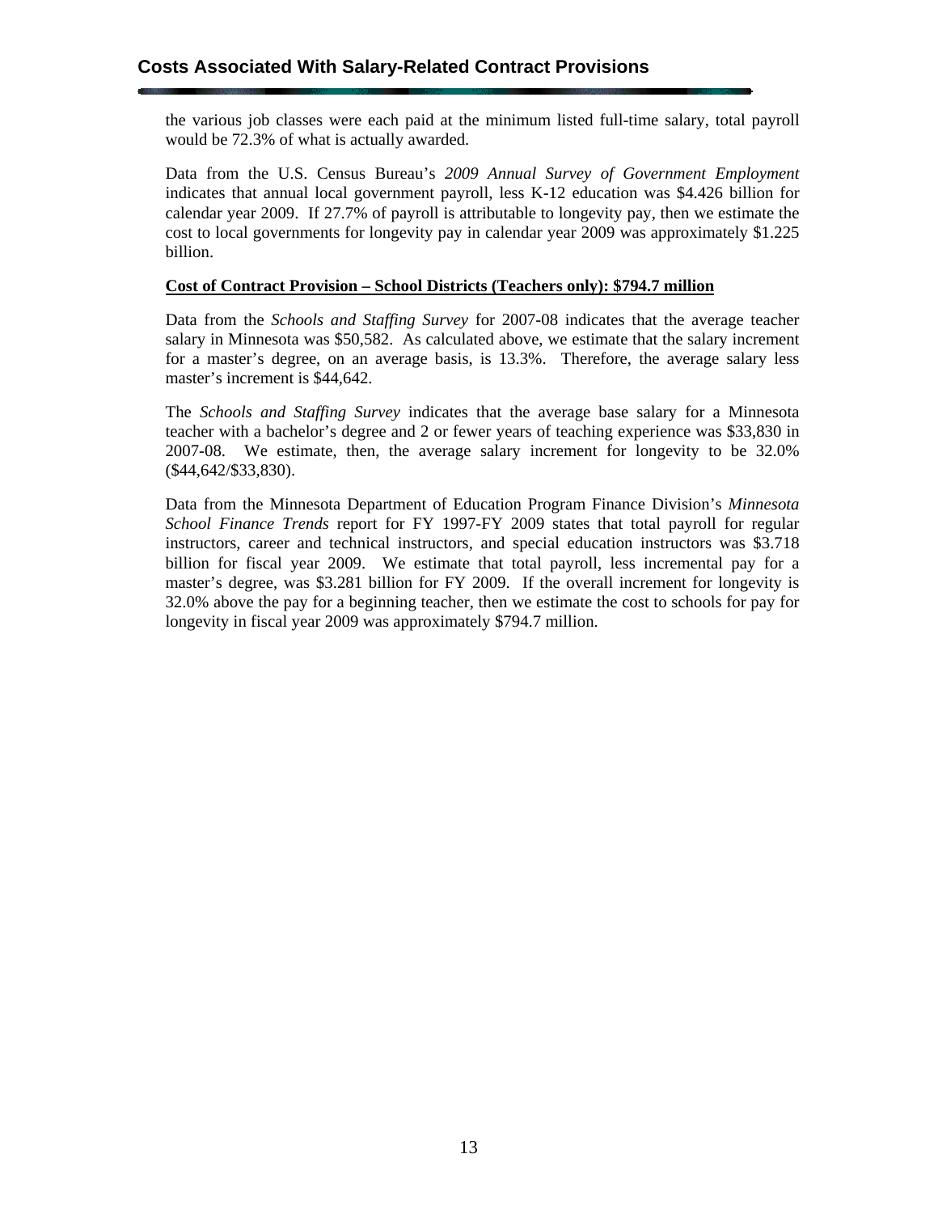the various job classes were each paid at the minimum listed full-time salary, total payroll would be 72.3% of what is actually awarded.

Data from the U.S. Census Bureau's *2009 Annual Survey of Government Employment* indicates that annual local government payroll, less K-12 education was $4.426 billion for calendar year 2009. If 27.7% of payroll is attributable to longevity pay, then we estimate the cost to local governments for longevity pay in calendar year 2009 was approximately $1.225 billion.

**<u>Cost of Contract Provision – School Districts (Teachers only): $794.7 million</u>**

Data from the *Schools and Staffing Survey* for 2007-08 indicates that the average teacher salary in Minnesota was $50,582. As calculated above, we estimate that the salary increment for a master's degree, on an average basis, is 13.3%. Therefore, the average salary less master's increment is $44,642.

The *Schools and Staffing Survey* indicates that the average base salary for a Minnesota teacher with a bachelor's degree and 2 or fewer years of teaching experience was $33,830 in 2007-08. We estimate, then, the average salary increment for longevity to be 32.0% ($44,642/$33,830).

Data from the Minnesota Department of Education Program Finance Division's *Minnesota School Finance Trends* report for FY 1997-FY 2009 states that total payroll for regular instructors, career and technical instructors, and special education instructors was $3.718 billion for fiscal year 2009. We estimate that total payroll, less incremental pay for a master's degree, was $3.281 billion for FY 2009. If the overall increment for longevity is 32.0% above the pay for a beginning teacher, then we estimate the cost to schools for pay for longevity in fiscal year 2009 was approximately $794.7 million.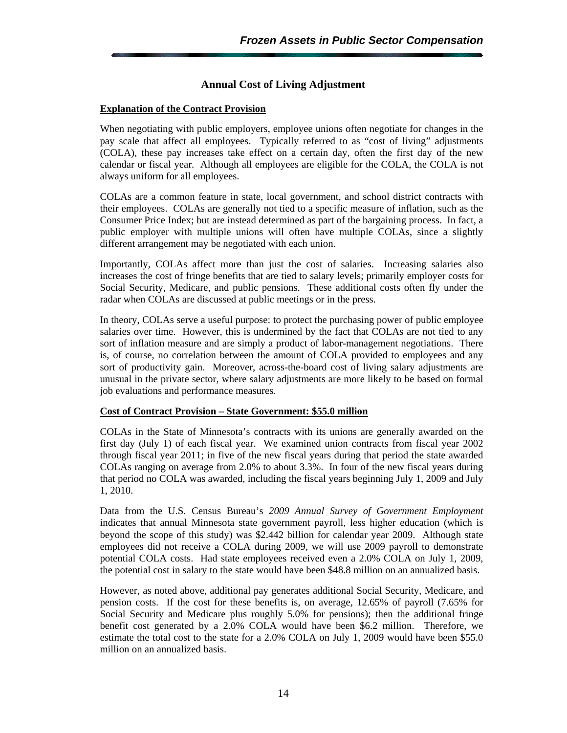## Annual Cost of Living Adjustment

### Explanation of the Contract Provision

When negotiating with public employers, employee unions often negotiate for changes in the pay scale that affect all employees. Typically referred to as "cost of living" adjustments (COLA), these pay increases take effect on a certain day, often the first day of the new calendar or fiscal year. Although all employees are eligible for the COLA, the COLA is not always uniform for all employees.

COLAs are a common feature in state, local government, and school district contracts with their employees. COLAs are generally not tied to a specific measure of inflation, such as the Consumer Price Index; but are instead determined as part of the bargaining process. In fact, a public employer with multiple unions will often have multiple COLAs, since a slightly different arrangement may be negotiated with each union.

Importantly, COLAs affect more than just the cost of salaries. Increasing salaries also increases the cost of fringe benefits that are tied to salary levels; primarily employer costs for Social Security, Medicare, and public pensions. These additional costs often fly under the radar when COLAs are discussed at public meetings or in the press.

In theory, COLAs serve a useful purpose: to protect the purchasing power of public employee salaries over time. However, this is undermined by the fact that COLAs are not tied to any sort of inflation measure and are simply a product of labor-management negotiations. There is, of course, no correlation between the amount of COLA provided to employees and any sort of productivity gain. Moreover, across-the-board cost of living salary adjustments are unusual in the private sector, where salary adjustments are more likely to be based on formal job evaluations and performance measures.

### Cost of Contract Provision – State Government: $55.0 million

COLAs in the State of Minnesota's contracts with its unions are generally awarded on the first day (July 1) of each fiscal year. We examined union contracts from fiscal year 2002 through fiscal year 2011; in five of the new fiscal years during that period the state awarded COLAs ranging on average from 2.0% to about 3.3%. In four of the new fiscal years during that period no COLA was awarded, including the fiscal years beginning July 1, 2009 and July 1, 2010.

Data from the U.S. Census Bureau's *2009 Annual Survey of Government Employment* indicates that annual Minnesota state government payroll, less higher education (which is beyond the scope of this study) was $2.442 billion for calendar year 2009. Although state employees did not receive a COLA during 2009, we will use 2009 payroll to demonstrate potential COLA costs. Had state employees received even a 2.0% COLA on July 1, 2009, the potential cost in salary to the state would have been $48.8 million on an annualized basis.

However, as noted above, additional pay generates additional Social Security, Medicare, and pension costs. If the cost for these benefits is, on average, 12.65% of payroll (7.65% for Social Security and Medicare plus roughly 5.0% for pensions); then the additional fringe benefit cost generated by a 2.0% COLA would have been $6.2 million. Therefore, we estimate the total cost to the state for a 2.0% COLA on July 1, 2009 would have been $55.0 million on an annualized basis.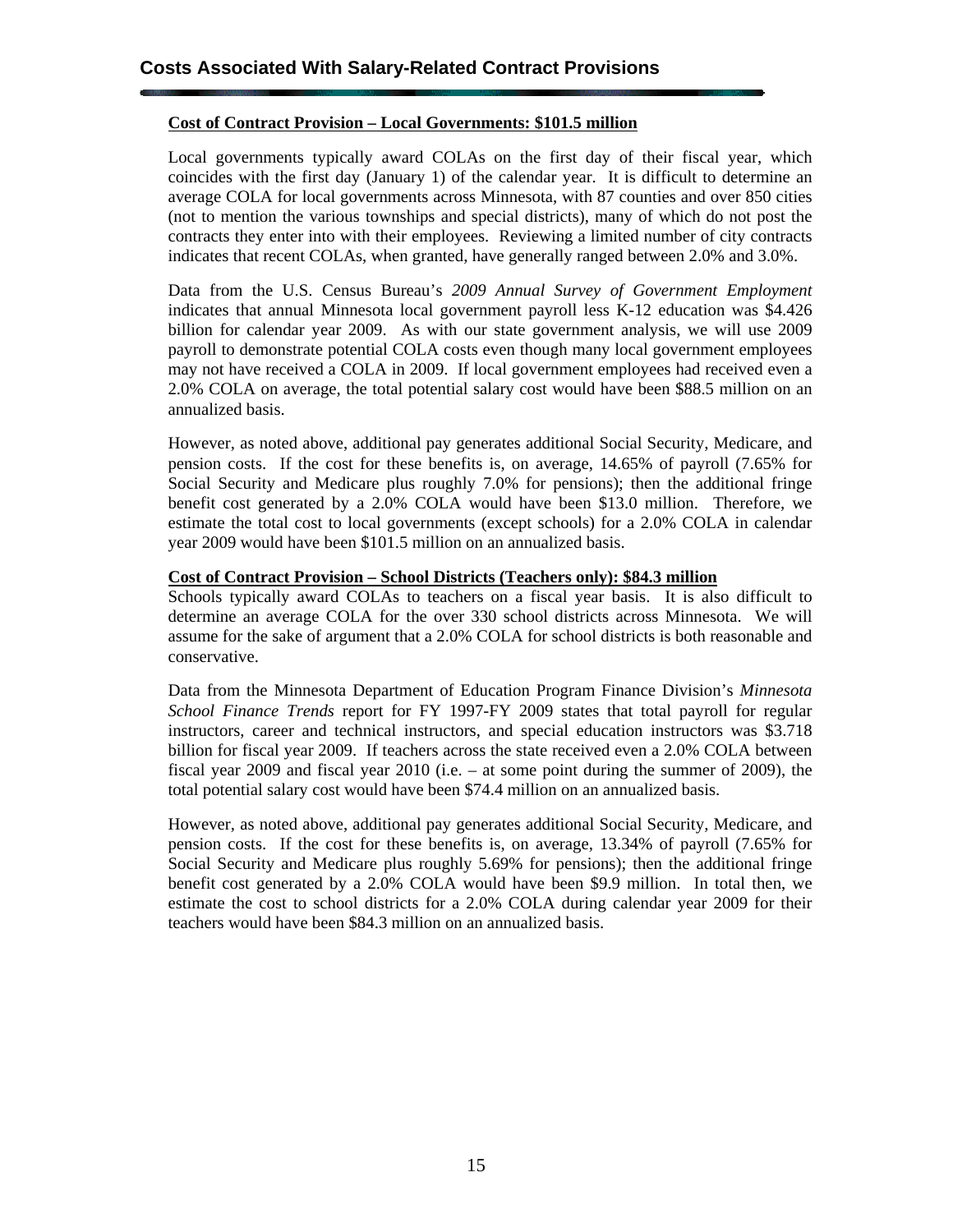## Costs Associated With Salary-Related Contract Provisions

**Cost of Contract Provision – Local Governments: $101.5 million**

Local governments typically award COLAs on the first day of their fiscal year, which coincides with the first day (January 1) of the calendar year. It is difficult to determine an average COLA for local governments across Minnesota, with 87 counties and over 850 cities (not to mention the various townships and special districts), many of which do not post the contracts they enter into with their employees. Reviewing a limited number of city contracts indicates that recent COLAs, when granted, have generally ranged between 2.0% and 3.0%.

Data from the U.S. Census Bureau's *2009 Annual Survey of Government Employment* indicates that annual Minnesota local government payroll less K-12 education was $4.426 billion for calendar year 2009. As with our state government analysis, we will use 2009 payroll to demonstrate potential COLA costs even though many local government employees may not have received a COLA in 2009. If local government employees had received even a 2.0% COLA on average, the total potential salary cost would have been $88.5 million on an annualized basis.

However, as noted above, additional pay generates additional Social Security, Medicare, and pension costs. If the cost for these benefits is, on average, 14.65% of payroll (7.65% for Social Security and Medicare plus roughly 7.0% for pensions); then the additional fringe benefit cost generated by a 2.0% COLA would have been $13.0 million. Therefore, we estimate the total cost to local governments (except schools) for a 2.0% COLA in calendar year 2009 would have been $101.5 million on an annualized basis.

**Cost of Contract Provision – School Districts (Teachers only): $84.3 million**

Schools typically award COLAs to teachers on a fiscal year basis. It is also difficult to determine an average COLA for the over 330 school districts across Minnesota. We will assume for the sake of argument that a 2.0% COLA for school districts is both reasonable and conservative.

Data from the Minnesota Department of Education Program Finance Division's *Minnesota School Finance Trends* report for FY 1997-FY 2009 states that total payroll for regular instructors, career and technical instructors, and special education instructors was $3.718 billion for fiscal year 2009. If teachers across the state received even a 2.0% COLA between fiscal year 2009 and fiscal year 2010 (i.e. – at some point during the summer of 2009), the total potential salary cost would have been $74.4 million on an annualized basis.

However, as noted above, additional pay generates additional Social Security, Medicare, and pension costs. If the cost for these benefits is, on average, 13.34% of payroll (7.65% for Social Security and Medicare plus roughly 5.69% for pensions); then the additional fringe benefit cost generated by a 2.0% COLA would have been $9.9 million. In total then, we estimate the cost to school districts for a 2.0% COLA during calendar year 2009 for their teachers would have been $84.3 million on an annualized basis.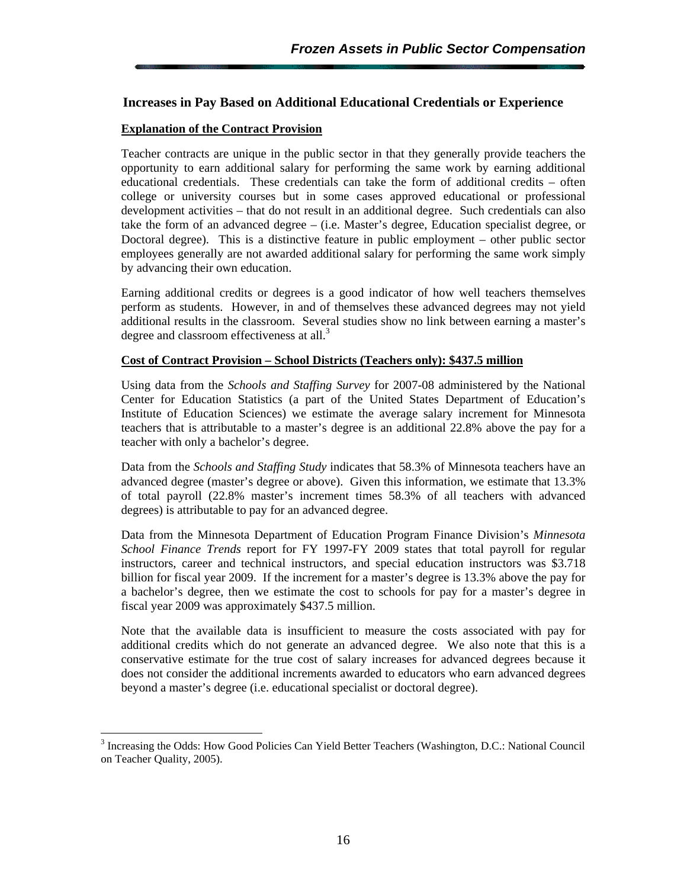## Increases in Pay Based on Additional Educational Credentials or Experience

**Explanation of the Contract Provision**

Teacher contracts are unique in the public sector in that they generally provide teachers the opportunity to earn additional salary for performing the same work by earning additional educational credentials. These credentials can take the form of additional credits – often college or university courses but in some cases approved educational or professional development activities – that do not result in an additional degree. Such credentials can also take the form of an advanced degree – (i.e. Master's degree, Education specialist degree, or Doctoral degree). This is a distinctive feature in public employment – other public sector employees generally are not awarded additional salary for performing the same work simply by advancing their own education.

Earning additional credits or degrees is a good indicator of how well teachers themselves perform as students. However, in and of themselves these advanced degrees may not yield additional results in the classroom. Several studies show no link between earning a master's degree and classroom effectiveness at all.[3]

**Cost of Contract Provision – School Districts (Teachers only): $437.5 million**

Using data from the *Schools and Staffing Survey* for 2007-08 administered by the National Center for Education Statistics (a part of the United States Department of Education's Institute of Education Sciences) we estimate the average salary increment for Minnesota teachers that is attributable to a master's degree is an additional 22.8% above the pay for a teacher with only a bachelor's degree.

Data from the *Schools and Staffing Study* indicates that 58.3% of Minnesota teachers have an advanced degree (master's degree or above). Given this information, we estimate that 13.3% of total payroll (22.8% master's increment times 58.3% of all teachers with advanced degrees) is attributable to pay for an advanced degree.

Data from the Minnesota Department of Education Program Finance Division's *Minnesota School Finance Trends* report for FY 1997-FY 2009 states that total payroll for regular instructors, career and technical instructors, and special education instructors was $3.718 billion for fiscal year 2009. If the increment for a master's degree is 13.3% above the pay for a bachelor's degree, then we estimate the cost to schools for pay for a master's degree in fiscal year 2009 was approximately $437.5 million.

Note that the available data is insufficient to measure the costs associated with pay for additional credits which do not generate an advanced degree. We also note that this is a conservative estimate for the true cost of salary increases for advanced degrees because it does not consider the additional increments awarded to educators who earn advanced degrees beyond a master's degree (i.e. educational specialist or doctoral degree).

---

[3] Increasing the Odds: How Good Policies Can Yield Better Teachers (Washington, D.C.: National Council on Teacher Quality, 2005).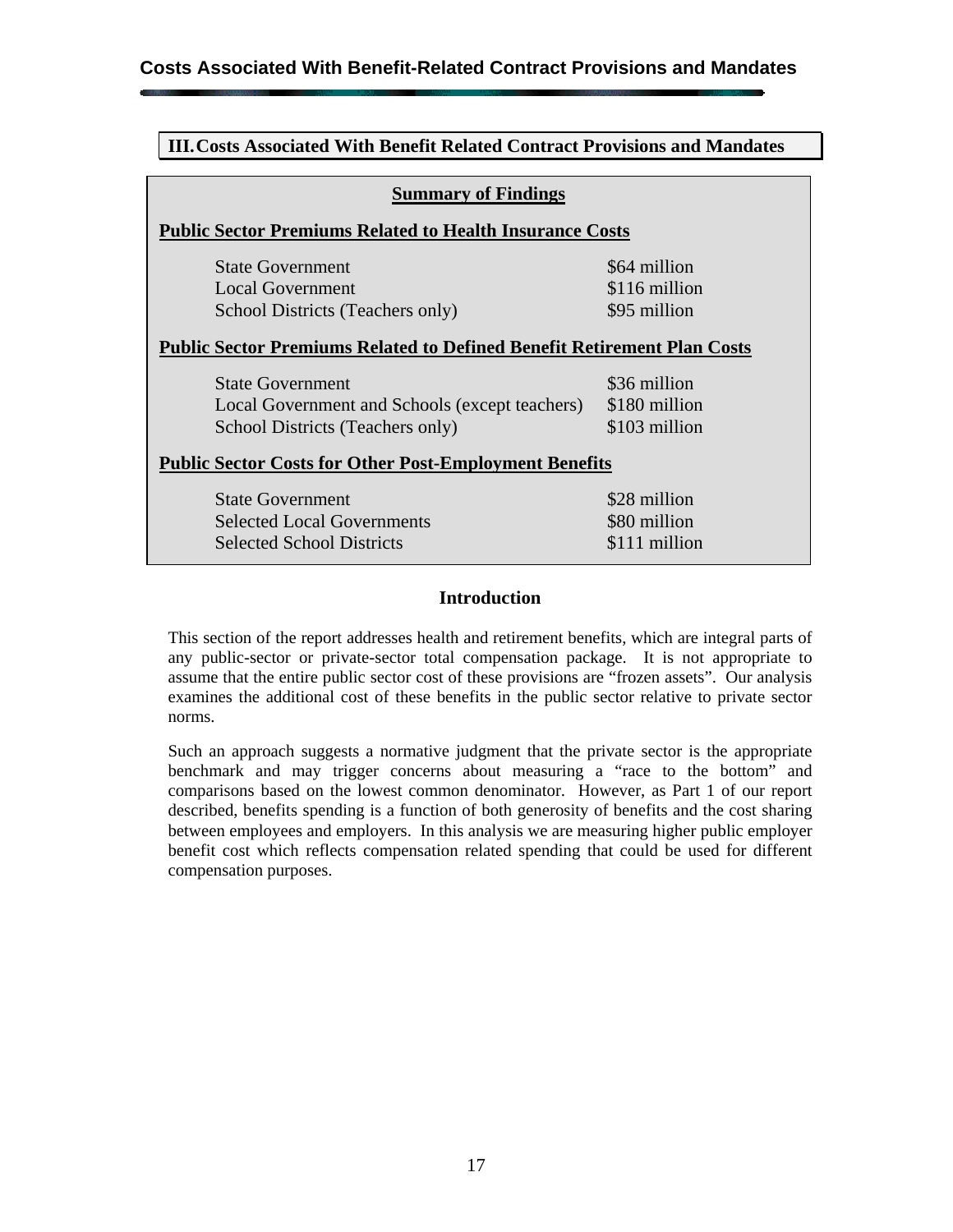## III. Costs Associated With Benefit Related Contract Provisions and Mandates

**Summary of Findings**

**Public Sector Premiums Related to Health Insurance Costs**

| | |
|---|---|
| State Government | $64 million |
| Local Government | $116 million |
| School Districts (Teachers only) | $95 million |

**Public Sector Premiums Related to Defined Benefit Retirement Plan Costs**

| | |
|---|---|
| State Government | $36 million |
| Local Government and Schools (except teachers) | $180 million |
| School Districts (Teachers only) | $103 million |

**Public Sector Costs for Other Post-Employment Benefits**

| | |
|---|---|
| State Government | $28 million |
| Selected Local Governments | $80 million |
| Selected School Districts | $111 million |

### Introduction

This section of the report addresses health and retirement benefits, which are integral parts of any public-sector or private-sector total compensation package. It is not appropriate to assume that the entire public sector cost of these provisions are "frozen assets". Our analysis examines the additional cost of these benefits in the public sector relative to private sector norms.

Such an approach suggests a normative judgment that the private sector is the appropriate benchmark and may trigger concerns about measuring a "race to the bottom" and comparisons based on the lowest common denominator. However, as Part 1 of our report described, benefits spending is a function of both generosity of benefits and the cost sharing between employees and employers. In this analysis we are measuring higher public employer benefit cost which reflects compensation related spending that could be used for different compensation purposes.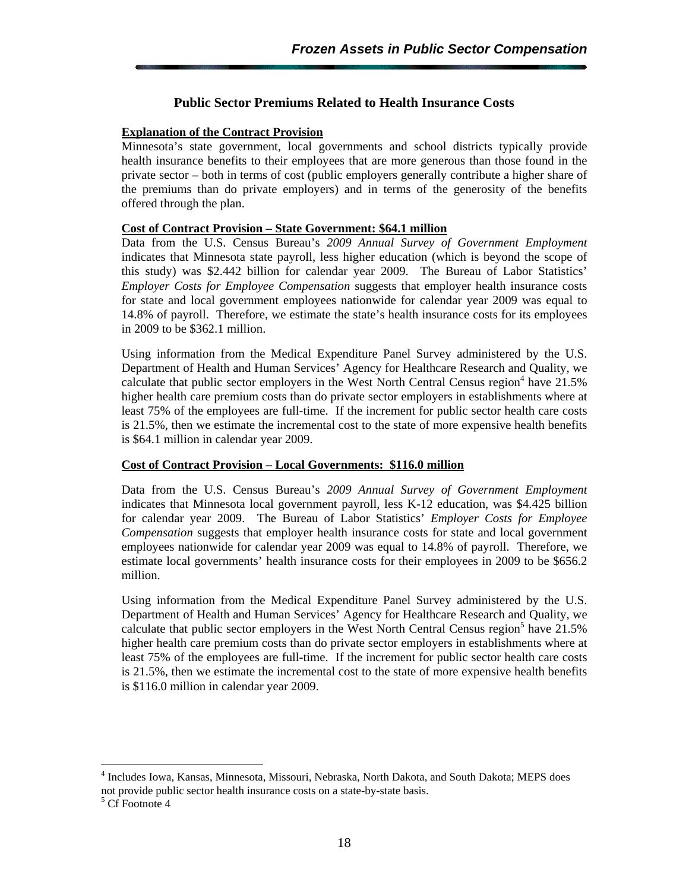## Public Sector Premiums Related to Health Insurance Costs

**Explanation of the Contract Provision**

Minnesota's state government, local governments and school districts typically provide health insurance benefits to their employees that are more generous than those found in the private sector – both in terms of cost (public employers generally contribute a higher share of the premiums than do private employers) and in terms of the generosity of the benefits offered through the plan.

**Cost of Contract Provision – State Government: $64.1 million**

Data from the U.S. Census Bureau's *2009 Annual Survey of Government Employment* indicates that Minnesota state payroll, less higher education (which is beyond the scope of this study) was $2.442 billion for calendar year 2009. The Bureau of Labor Statistics' *Employer Costs for Employee Compensation* suggests that employer health insurance costs for state and local government employees nationwide for calendar year 2009 was equal to 14.8% of payroll. Therefore, we estimate the state's health insurance costs for its employees in 2009 to be $362.1 million.

Using information from the Medical Expenditure Panel Survey administered by the U.S. Department of Health and Human Services' Agency for Healthcare Research and Quality, we calculate that public sector employers in the West North Central Census region[4] have 21.5% higher health care premium costs than do private sector employers in establishments where at least 75% of the employees are full-time. If the increment for public sector health care costs is 21.5%, then we estimate the incremental cost to the state of more expensive health benefits is $64.1 million in calendar year 2009.

**Cost of Contract Provision – Local Governments: $116.0 million**

Data from the U.S. Census Bureau's *2009 Annual Survey of Government Employment* indicates that Minnesota local government payroll, less K-12 education, was $4.425 billion for calendar year 2009. The Bureau of Labor Statistics' *Employer Costs for Employee Compensation* suggests that employer health insurance costs for state and local government employees nationwide for calendar year 2009 was equal to 14.8% of payroll. Therefore, we estimate local governments' health insurance costs for their employees in 2009 to be $656.2 million.

Using information from the Medical Expenditure Panel Survey administered by the U.S. Department of Health and Human Services' Agency for Healthcare Research and Quality, we calculate that public sector employers in the West North Central Census region[5] have 21.5% higher health care premium costs than do private sector employers in establishments where at least 75% of the employees are full-time. If the increment for public sector health care costs is 21.5%, then we estimate the incremental cost to the state of more expensive health benefits is $116.0 million in calendar year 2009.

---

[4] Includes Iowa, Kansas, Minnesota, Missouri, Nebraska, North Dakota, and South Dakota; MEPS does not provide public sector health insurance costs on a state-by-state basis.

[5] Cf Footnote 4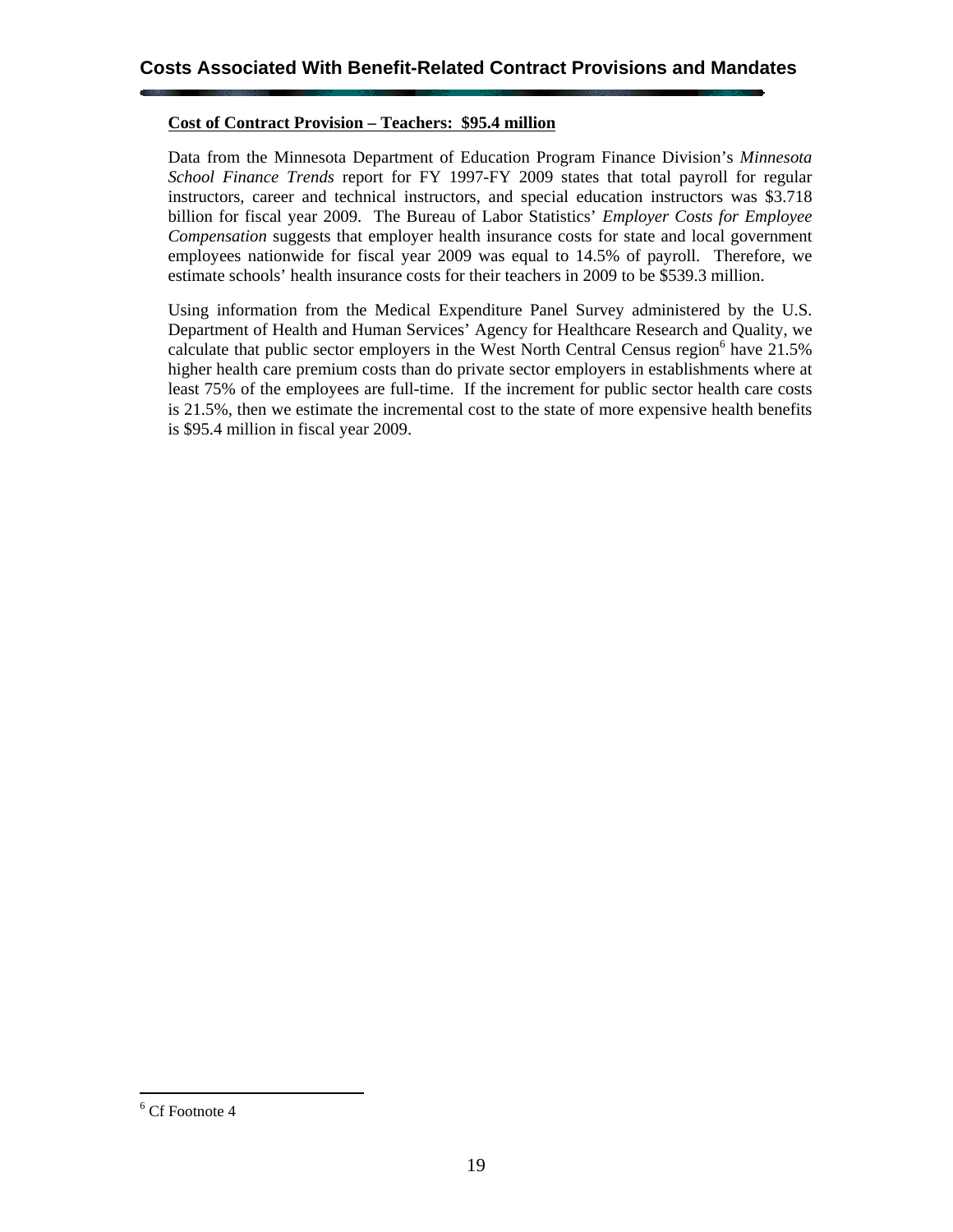## Costs Associated With Benefit-Related Contract Provisions and Mandates

**Cost of Contract Provision – Teachers: $95.4 million**

Data from the Minnesota Department of Education Program Finance Division's *Minnesota School Finance Trends* report for FY 1997-FY 2009 states that total payroll for regular instructors, career and technical instructors, and special education instructors was $3.718 billion for fiscal year 2009. The Bureau of Labor Statistics' *Employer Costs for Employee Compensation* suggests that employer health insurance costs for state and local government employees nationwide for fiscal year 2009 was equal to 14.5% of payroll. Therefore, we estimate schools' health insurance costs for their teachers in 2009 to be $539.3 million.

Using information from the Medical Expenditure Panel Survey administered by the U.S. Department of Health and Human Services' Agency for Healthcare Research and Quality, we calculate that public sector employers in the West North Central Census region[6] have 21.5% higher health care premium costs than do private sector employers in establishments where at least 75% of the employees are full-time. If the increment for public sector health care costs is 21.5%, then we estimate the incremental cost to the state of more expensive health benefits is $95.4 million in fiscal year 2009.

[6] Cf Footnote 4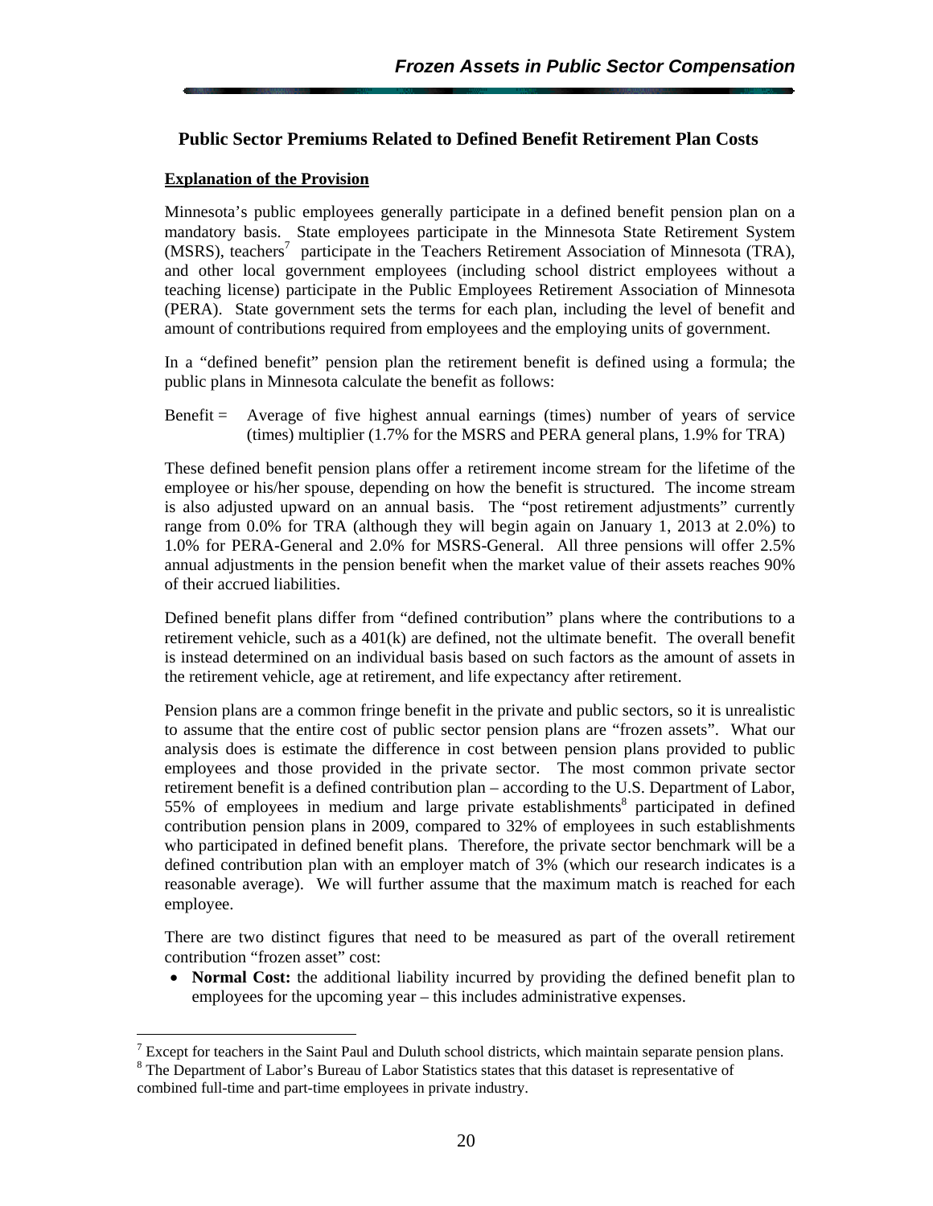## Public Sector Premiums Related to Defined Benefit Retirement Plan Costs

**Explanation of the Provision**

Minnesota's public employees generally participate in a defined benefit pension plan on a mandatory basis. State employees participate in the Minnesota State Retirement System (MSRS), teachers[7] participate in the Teachers Retirement Association of Minnesota (TRA), and other local government employees (including school district employees without a teaching license) participate in the Public Employees Retirement Association of Minnesota (PERA). State government sets the terms for each plan, including the level of benefit and amount of contributions required from employees and the employing units of government.

In a "defined benefit" pension plan the retirement benefit is defined using a formula; the public plans in Minnesota calculate the benefit as follows:

Benefit = Average of five highest annual earnings (times) number of years of service (times) multiplier (1.7% for the MSRS and PERA general plans, 1.9% for TRA)

These defined benefit pension plans offer a retirement income stream for the lifetime of the employee or his/her spouse, depending on how the benefit is structured. The income stream is also adjusted upward on an annual basis. The "post retirement adjustments" currently range from 0.0% for TRA (although they will begin again on January 1, 2013 at 2.0%) to 1.0% for PERA-General and 2.0% for MSRS-General. All three pensions will offer 2.5% annual adjustments in the pension benefit when the market value of their assets reaches 90% of their accrued liabilities.

Defined benefit plans differ from "defined contribution" plans where the contributions to a retirement vehicle, such as a 401(k) are defined, not the ultimate benefit. The overall benefit is instead determined on an individual basis based on such factors as the amount of assets in the retirement vehicle, age at retirement, and life expectancy after retirement.

Pension plans are a common fringe benefit in the private and public sectors, so it is unrealistic to assume that the entire cost of public sector pension plans are "frozen assets". What our analysis does is estimate the difference in cost between pension plans provided to public employees and those provided in the private sector. The most common private sector retirement benefit is a defined contribution plan – according to the U.S. Department of Labor, 55% of employees in medium and large private establishments[8] participated in defined contribution pension plans in 2009, compared to 32% of employees in such establishments who participated in defined benefit plans. Therefore, the private sector benchmark will be a defined contribution plan with an employer match of 3% (which our research indicates is a reasonable average). We will further assume that the maximum match is reached for each employee.

There are two distinct figures that need to be measured as part of the overall retirement contribution "frozen asset" cost:

- **Normal Cost:** the additional liability incurred by providing the defined benefit plan to employees for the upcoming year – this includes administrative expenses.

---

[7] Except for teachers in the Saint Paul and Duluth school districts, which maintain separate pension plans.

[8] The Department of Labor's Bureau of Labor Statistics states that this dataset is representative of combined full-time and part-time employees in private industry.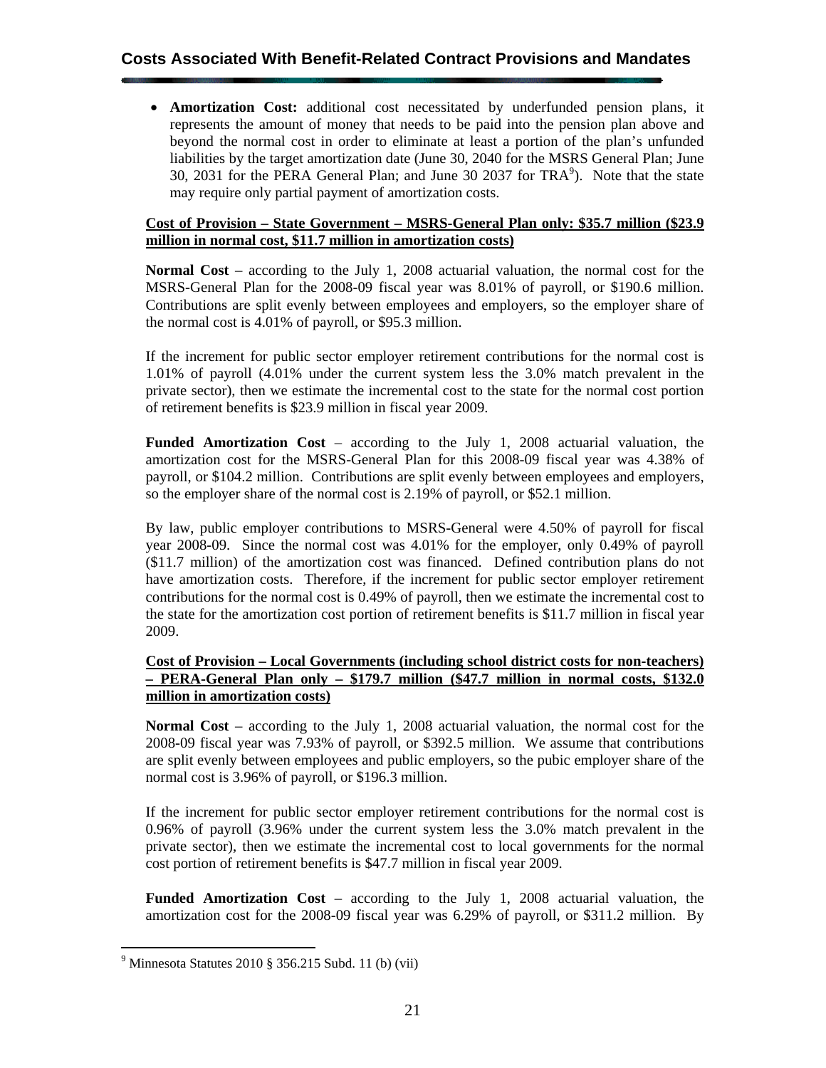## Costs Associated With Benefit-Related Contract Provisions and Mandates

- **Amortization Cost:** additional cost necessitated by underfunded pension plans, it represents the amount of money that needs to be paid into the pension plan above and beyond the normal cost in order to eliminate at least a portion of the plan's unfunded liabilities by the target amortization date (June 30, 2040 for the MSRS General Plan; June 30, 2031 for the PERA General Plan; and June 30 2037 for TRA[9]). Note that the state may require only partial payment of amortization costs.

**Cost of Provision – State Government – MSRS-General Plan only: $35.7 million ($23.9 million in normal cost, $11.7 million in amortization costs)**

**Normal Cost** – according to the July 1, 2008 actuarial valuation, the normal cost for the MSRS-General Plan for the 2008-09 fiscal year was 8.01% of payroll, or $190.6 million. Contributions are split evenly between employees and employers, so the employer share of the normal cost is 4.01% of payroll, or $95.3 million.

If the increment for public sector employer retirement contributions for the normal cost is 1.01% of payroll (4.01% under the current system less the 3.0% match prevalent in the private sector), then we estimate the incremental cost to the state for the normal cost portion of retirement benefits is $23.9 million in fiscal year 2009.

**Funded Amortization Cost** – according to the July 1, 2008 actuarial valuation, the amortization cost for the MSRS-General Plan for this 2008-09 fiscal year was 4.38% of payroll, or $104.2 million. Contributions are split evenly between employees and employers, so the employer share of the normal cost is 2.19% of payroll, or $52.1 million.

By law, public employer contributions to MSRS-General were 4.50% of payroll for fiscal year 2008-09. Since the normal cost was 4.01% for the employer, only 0.49% of payroll ($11.7 million) of the amortization cost was financed. Defined contribution plans do not have amortization costs. Therefore, if the increment for public sector employer retirement contributions for the normal cost is 0.49% of payroll, then we estimate the incremental cost to the state for the amortization cost portion of retirement benefits is $11.7 million in fiscal year 2009.

**Cost of Provision – Local Governments (including school district costs for non-teachers) – PERA-General Plan only – $179.7 million ($47.7 million in normal costs, $132.0 million in amortization costs)**

**Normal Cost** – according to the July 1, 2008 actuarial valuation, the normal cost for the 2008-09 fiscal year was 7.93% of payroll, or $392.5 million. We assume that contributions are split evenly between employees and public employers, so the pubic employer share of the normal cost is 3.96% of payroll, or $196.3 million.

If the increment for public sector employer retirement contributions for the normal cost is 0.96% of payroll (3.96% under the current system less the 3.0% match prevalent in the private sector), then we estimate the incremental cost to local governments for the normal cost portion of retirement benefits is $47.7 million in fiscal year 2009.

**Funded Amortization Cost** – according to the July 1, 2008 actuarial valuation, the amortization cost for the 2008-09 fiscal year was 6.29% of payroll, or $311.2 million. By

[9] Minnesota Statutes 2010 § 356.215 Subd. 11 (b) (vii)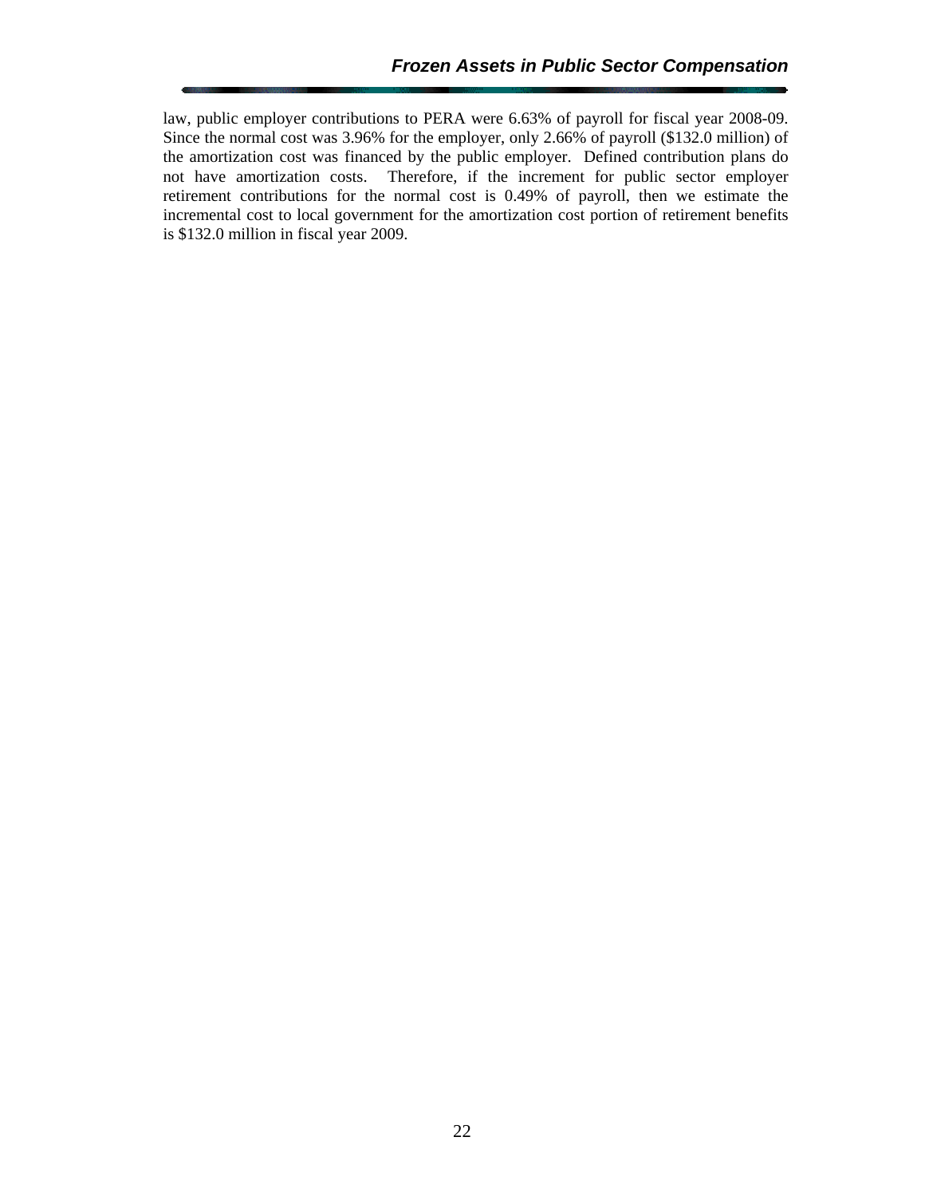law, public employer contributions to PERA were 6.63% of payroll for fiscal year 2008-09. Since the normal cost was 3.96% for the employer, only 2.66% of payroll ($132.0 million) of the amortization cost was financed by the public employer. Defined contribution plans do not have amortization costs. Therefore, if the increment for public sector employer retirement contributions for the normal cost is 0.49% of payroll, then we estimate the incremental cost to local government for the amortization cost portion of retirement benefits is $132.0 million in fiscal year 2009.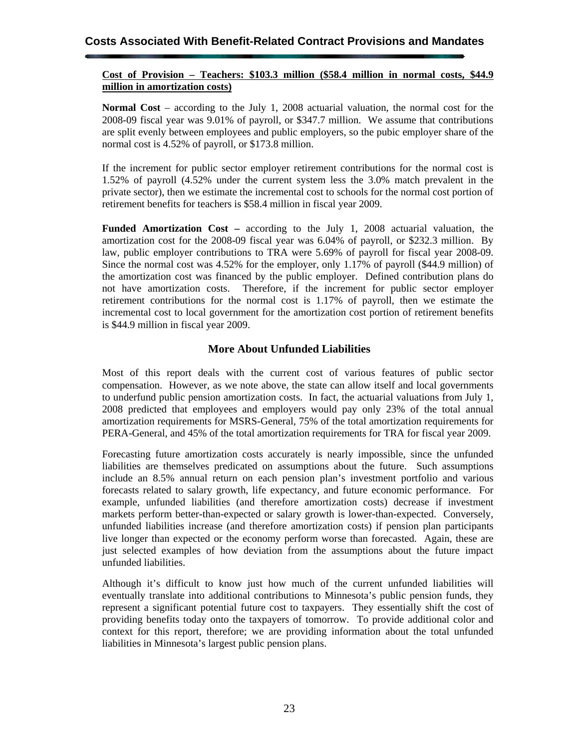## Costs Associated With Benefit-Related Contract Provisions and Mandates

**Cost of Provision – Teachers: $103.3 million ($58.4 million in normal costs, $44.9 million in amortization costs)**

**Normal Cost** – according to the July 1, 2008 actuarial valuation, the normal cost for the 2008-09 fiscal year was 9.01% of payroll, or $347.7 million. We assume that contributions are split evenly between employees and public employers, so the pubic employer share of the normal cost is 4.52% of payroll, or $173.8 million.

If the increment for public sector employer retirement contributions for the normal cost is 1.52% of payroll (4.52% under the current system less the 3.0% match prevalent in the private sector), then we estimate the incremental cost to schools for the normal cost portion of retirement benefits for teachers is $58.4 million in fiscal year 2009.

**Funded Amortization Cost –** according to the July 1, 2008 actuarial valuation, the amortization cost for the 2008-09 fiscal year was 6.04% of payroll, or $232.3 million. By law, public employer contributions to TRA were 5.69% of payroll for fiscal year 2008-09. Since the normal cost was 4.52% for the employer, only 1.17% of payroll ($44.9 million) of the amortization cost was financed by the public employer. Defined contribution plans do not have amortization costs. Therefore, if the increment for public sector employer retirement contributions for the normal cost is 1.17% of payroll, then we estimate the incremental cost to local government for the amortization cost portion of retirement benefits is $44.9 million in fiscal year 2009.

### More About Unfunded Liabilities

Most of this report deals with the current cost of various features of public sector compensation. However, as we note above, the state can allow itself and local governments to underfund public pension amortization costs. In fact, the actuarial valuations from July 1, 2008 predicted that employees and employers would pay only 23% of the total annual amortization requirements for MSRS-General, 75% of the total amortization requirements for PERA-General, and 45% of the total amortization requirements for TRA for fiscal year 2009.

Forecasting future amortization costs accurately is nearly impossible, since the unfunded liabilities are themselves predicated on assumptions about the future. Such assumptions include an 8.5% annual return on each pension plan's investment portfolio and various forecasts related to salary growth, life expectancy, and future economic performance. For example, unfunded liabilities (and therefore amortization costs) decrease if investment markets perform better-than-expected or salary growth is lower-than-expected. Conversely, unfunded liabilities increase (and therefore amortization costs) if pension plan participants live longer than expected or the economy perform worse than forecasted. Again, these are just selected examples of how deviation from the assumptions about the future impact unfunded liabilities.

Although it's difficult to know just how much of the current unfunded liabilities will eventually translate into additional contributions to Minnesota's public pension funds, they represent a significant potential future cost to taxpayers. They essentially shift the cost of providing benefits today onto the taxpayers of tomorrow. To provide additional color and context for this report, therefore; we are providing information about the total unfunded liabilities in Minnesota's largest public pension plans.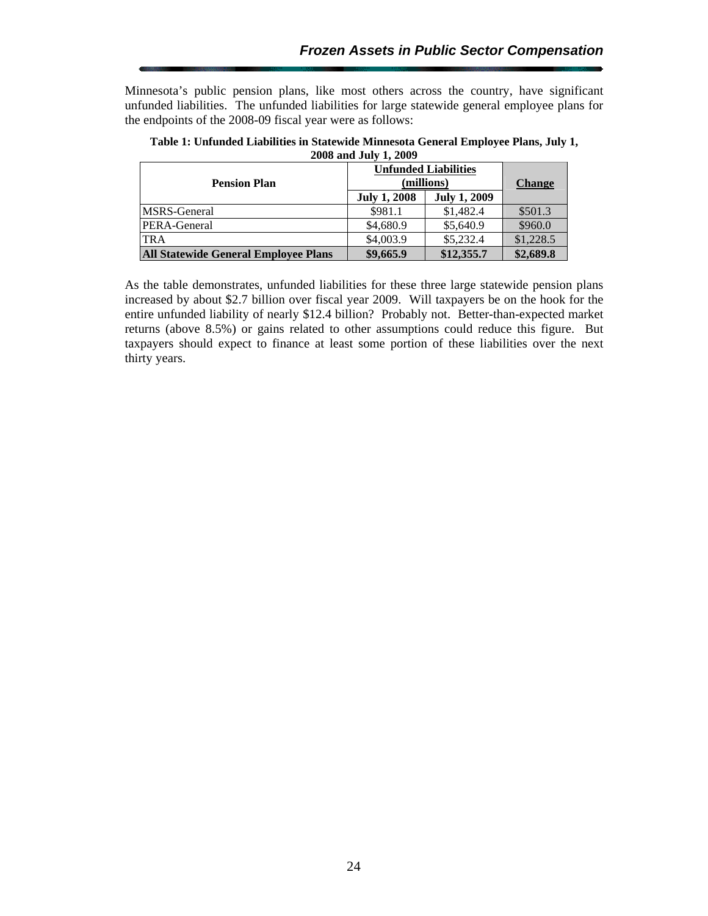Minnesota's public pension plans, like most others across the country, have significant unfunded liabilities. The unfunded liabilities for large statewide general employee plans for the endpoints of the 2008-09 fiscal year were as follows:

**Table 1: Unfunded Liabilities in Statewide Minnesota General Employee Plans, July 1, 2008 and July 1, 2009**

| Pension Plan | Unfunded Liabilities (millions) | | Change |
|---|---|---|---|
| | July 1, 2008 | July 1, 2009 | |
| MSRS-General | $981.1 | $1,482.4 | $501.3 |
| PERA-General | $4,680.9 | $5,640.9 | $960.0 |
| TRA | $4,003.9 | $5,232.4 | $1,228.5 |
| **All Statewide General Employee Plans** | **$9,665.9** | **$12,355.7** | **$2,689.8** |

As the table demonstrates, unfunded liabilities for these three large statewide pension plans increased by about $2.7 billion over fiscal year 2009. Will taxpayers be on the hook for the entire unfunded liability of nearly $12.4 billion? Probably not. Better-than-expected market returns (above 8.5%) or gains related to other assumptions could reduce this figure. But taxpayers should expect to finance at least some portion of these liabilities over the next thirty years.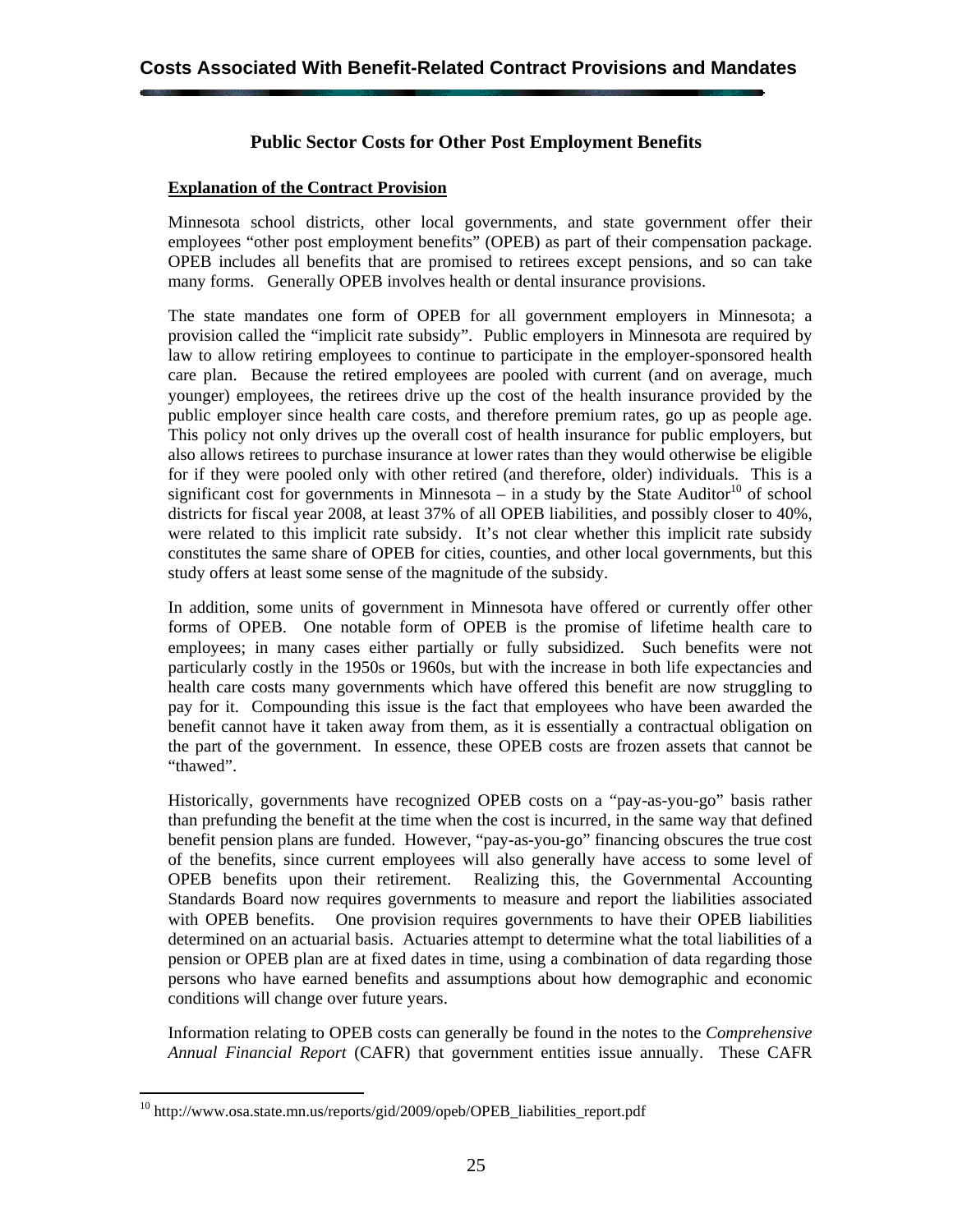## Public Sector Costs for Other Post Employment Benefits

**Explanation of the Contract Provision**

Minnesota school districts, other local governments, and state government offer their employees "other post employment benefits" (OPEB) as part of their compensation package. OPEB includes all benefits that are promised to retirees except pensions, and so can take many forms. Generally OPEB involves health or dental insurance provisions.

The state mandates one form of OPEB for all government employers in Minnesota; a provision called the "implicit rate subsidy". Public employers in Minnesota are required by law to allow retiring employees to continue to participate in the employer-sponsored health care plan. Because the retired employees are pooled with current (and on average, much younger) employees, the retirees drive up the cost of the health insurance provided by the public employer since health care costs, and therefore premium rates, go up as people age. This policy not only drives up the overall cost of health insurance for public employers, but also allows retirees to purchase insurance at lower rates than they would otherwise be eligible for if they were pooled only with other retired (and therefore, older) individuals. This is a significant cost for governments in Minnesota – in a study by the State Auditor[10] of school districts for fiscal year 2008, at least 37% of all OPEB liabilities, and possibly closer to 40%, were related to this implicit rate subsidy. It's not clear whether this implicit rate subsidy constitutes the same share of OPEB for cities, counties, and other local governments, but this study offers at least some sense of the magnitude of the subsidy.

In addition, some units of government in Minnesota have offered or currently offer other forms of OPEB. One notable form of OPEB is the promise of lifetime health care to employees; in many cases either partially or fully subsidized. Such benefits were not particularly costly in the 1950s or 1960s, but with the increase in both life expectancies and health care costs many governments which have offered this benefit are now struggling to pay for it. Compounding this issue is the fact that employees who have been awarded the benefit cannot have it taken away from them, as it is essentially a contractual obligation on the part of the government. In essence, these OPEB costs are frozen assets that cannot be "thawed".

Historically, governments have recognized OPEB costs on a "pay-as-you-go" basis rather than prefunding the benefit at the time when the cost is incurred, in the same way that defined benefit pension plans are funded. However, "pay-as-you-go" financing obscures the true cost of the benefits, since current employees will also generally have access to some level of OPEB benefits upon their retirement. Realizing this, the Governmental Accounting Standards Board now requires governments to measure and report the liabilities associated with OPEB benefits. One provision requires governments to have their OPEB liabilities determined on an actuarial basis. Actuaries attempt to determine what the total liabilities of a pension or OPEB plan are at fixed dates in time, using a combination of data regarding those persons who have earned benefits and assumptions about how demographic and economic conditions will change over future years.

Information relating to OPEB costs can generally be found in the notes to the *Comprehensive Annual Financial Report* (CAFR) that government entities issue annually. These CAFR

[10] http://www.osa.state.mn.us/reports/gid/2009/opeb/OPEB_liabilities_report.pdf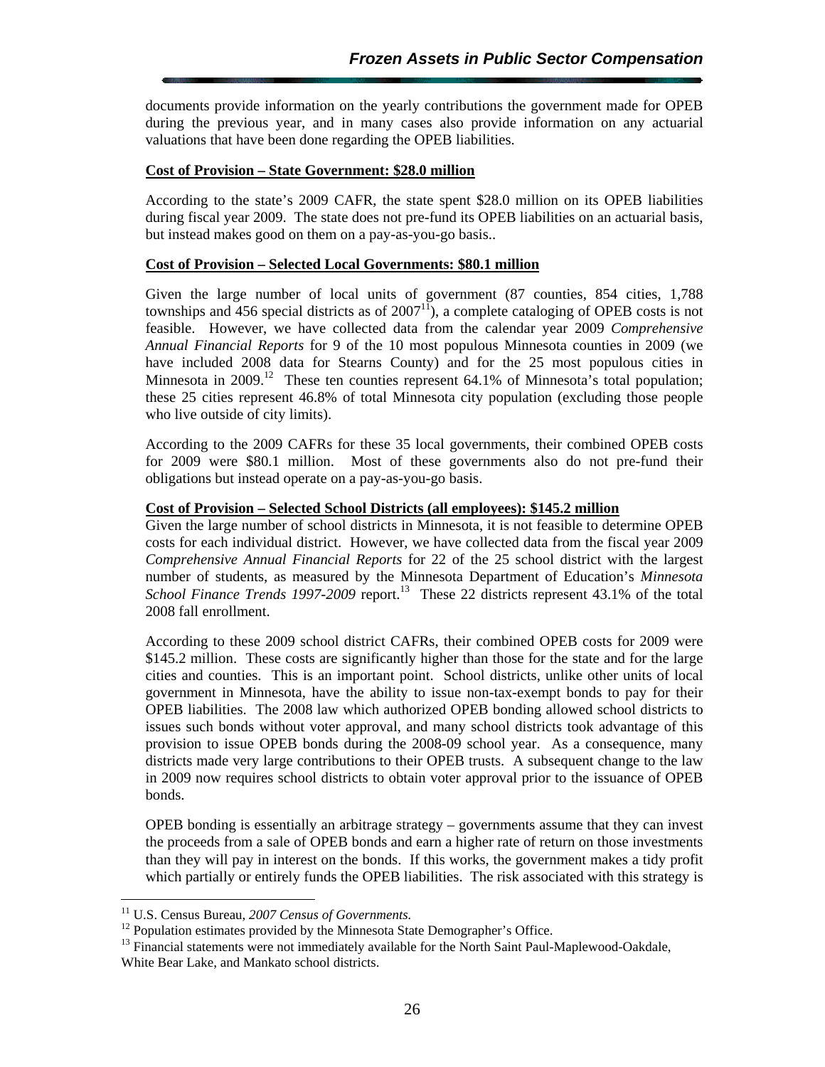documents provide information on the yearly contributions the government made for OPEB during the previous year, and in many cases also provide information on any actuarial valuations that have been done regarding the OPEB liabilities.

**Cost of Provision – State Government: $28.0 million**

According to the state's 2009 CAFR, the state spent $28.0 million on its OPEB liabilities during fiscal year 2009. The state does not pre-fund its OPEB liabilities on an actuarial basis, but instead makes good on them on a pay-as-you-go basis..

**Cost of Provision – Selected Local Governments: $80.1 million**

Given the large number of local units of government (87 counties, 854 cities, 1,788 townships and 456 special districts as of 2007[11]), a complete cataloging of OPEB costs is not feasible. However, we have collected data from the calendar year 2009 *Comprehensive Annual Financial Reports* for 9 of the 10 most populous Minnesota counties in 2009 (we have included 2008 data for Stearns County) and for the 25 most populous cities in Minnesota in 2009.[12] These ten counties represent 64.1% of Minnesota's total population; these 25 cities represent 46.8% of total Minnesota city population (excluding those people who live outside of city limits).

According to the 2009 CAFRs for these 35 local governments, their combined OPEB costs for 2009 were $80.1 million. Most of these governments also do not pre-fund their obligations but instead operate on a pay-as-you-go basis.

**Cost of Provision – Selected School Districts (all employees): $145.2 million**

Given the large number of school districts in Minnesota, it is not feasible to determine OPEB costs for each individual district. However, we have collected data from the fiscal year 2009 *Comprehensive Annual Financial Reports* for 22 of the 25 school district with the largest number of students, as measured by the Minnesota Department of Education's *Minnesota School Finance Trends 1997-2009* report.[13] These 22 districts represent 43.1% of the total 2008 fall enrollment.

According to these 2009 school district CAFRs, their combined OPEB costs for 2009 were $145.2 million. These costs are significantly higher than those for the state and for the large cities and counties. This is an important point. School districts, unlike other units of local government in Minnesota, have the ability to issue non-tax-exempt bonds to pay for their OPEB liabilities. The 2008 law which authorized OPEB bonding allowed school districts to issues such bonds without voter approval, and many school districts took advantage of this provision to issue OPEB bonds during the 2008-09 school year. As a consequence, many districts made very large contributions to their OPEB trusts. A subsequent change to the law in 2009 now requires school districts to obtain voter approval prior to the issuance of OPEB bonds.

OPEB bonding is essentially an arbitrage strategy – governments assume that they can invest the proceeds from a sale of OPEB bonds and earn a higher rate of return on those investments than they will pay in interest on the bonds. If this works, the government makes a tidy profit which partially or entirely funds the OPEB liabilities. The risk associated with this strategy is

---

[11] U.S. Census Bureau, *2007 Census of Governments.*

[12] Population estimates provided by the Minnesota State Demographer's Office.

[13] Financial statements were not immediately available for the North Saint Paul-Maplewood-Oakdale, White Bear Lake, and Mankato school districts.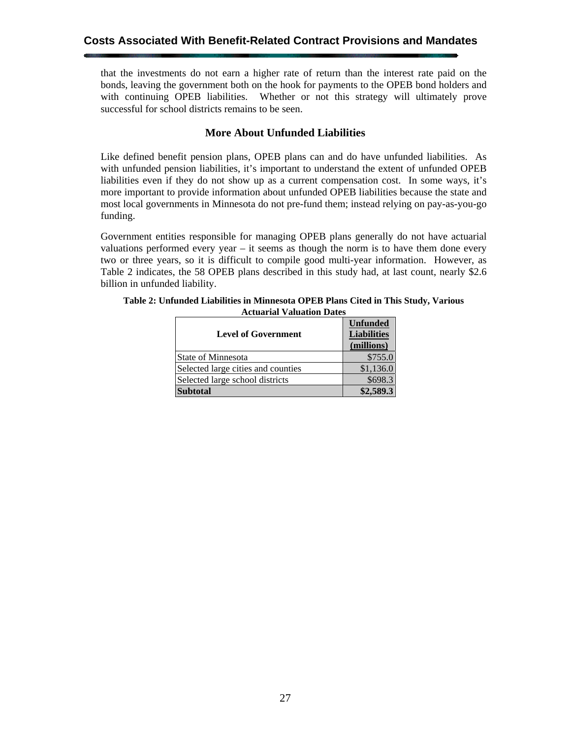that the investments do not earn a higher rate of return than the interest rate paid on the bonds, leaving the government both on the hook for payments to the OPEB bond holders and with continuing OPEB liabilities. Whether or not this strategy will ultimately prove successful for school districts remains to be seen.

## More About Unfunded Liabilities

Like defined benefit pension plans, OPEB plans can and do have unfunded liabilities. As with unfunded pension liabilities, it's important to understand the extent of unfunded OPEB liabilities even if they do not show up as a current compensation cost. In some ways, it's more important to provide information about unfunded OPEB liabilities because the state and most local governments in Minnesota do not pre-fund them; instead relying on pay-as-you-go funding.

Government entities responsible for managing OPEB plans generally do not have actuarial valuations performed every year – it seems as though the norm is to have them done every two or three years, so it is difficult to compile good multi-year information. However, as Table 2 indicates, the 58 OPEB plans described in this study had, at last count, nearly $2.6 billion in unfunded liability.

**Table 2: Unfunded Liabilities in Minnesota OPEB Plans Cited in This Study, Various Actuarial Valuation Dates**

| Level of Government | Unfunded Liabilities (millions) |
|---|---|
| State of Minnesota | $755.0 |
| Selected large cities and counties | $1,136.0 |
| Selected large school districts | $698.3 |
| **Subtotal** | **$2,589.3** |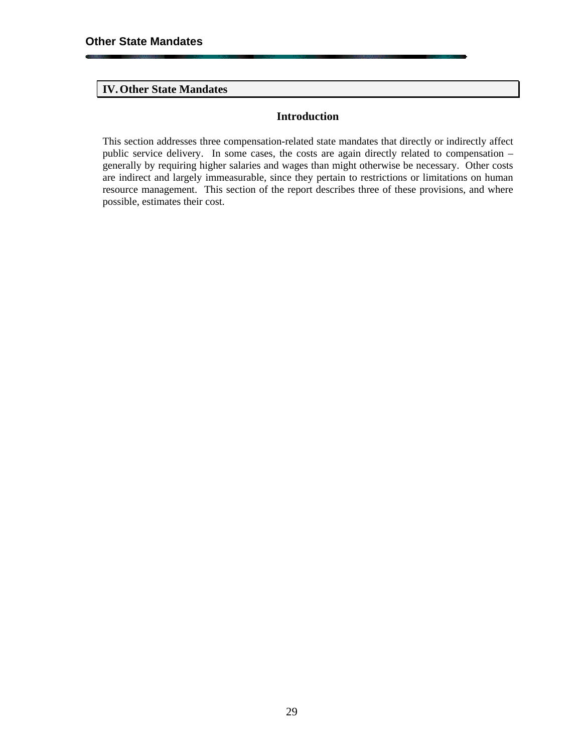## IV. Other State Mandates

### Introduction

This section addresses three compensation-related state mandates that directly or indirectly affect public service delivery. In some cases, the costs are again directly related to compensation – generally by requiring higher salaries and wages than might otherwise be necessary. Other costs are indirect and largely immeasurable, since they pertain to restrictions or limitations on human resource management. This section of the report describes three of these provisions, and where possible, estimates their cost.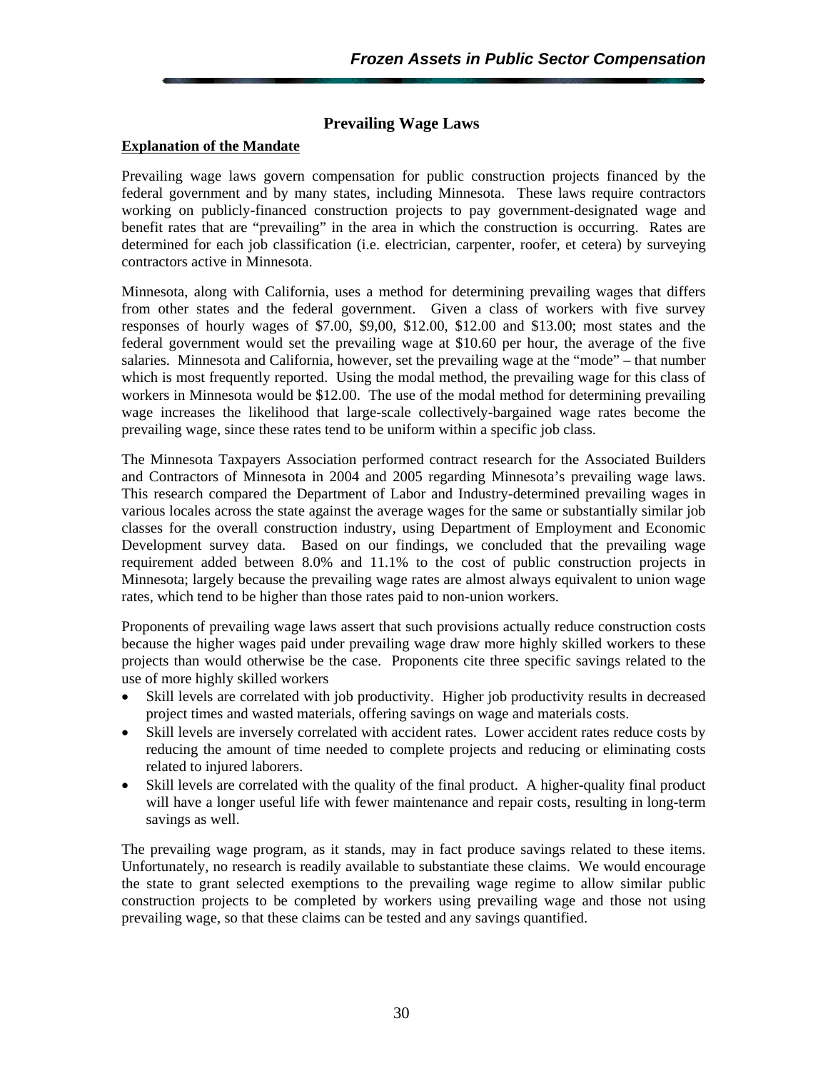## Prevailing Wage Laws

**Explanation of the Mandate**

Prevailing wage laws govern compensation for public construction projects financed by the federal government and by many states, including Minnesota. These laws require contractors working on publicly-financed construction projects to pay government-designated wage and benefit rates that are "prevailing" in the area in which the construction is occurring. Rates are determined for each job classification (i.e. electrician, carpenter, roofer, et cetera) by surveying contractors active in Minnesota.

Minnesota, along with California, uses a method for determining prevailing wages that differs from other states and the federal government. Given a class of workers with five survey responses of hourly wages of $7.00, $9,00, $12.00, $12.00 and $13.00; most states and the federal government would set the prevailing wage at $10.60 per hour, the average of the five salaries. Minnesota and California, however, set the prevailing wage at the "mode" – that number which is most frequently reported. Using the modal method, the prevailing wage for this class of workers in Minnesota would be $12.00. The use of the modal method for determining prevailing wage increases the likelihood that large-scale collectively-bargained wage rates become the prevailing wage, since these rates tend to be uniform within a specific job class.

The Minnesota Taxpayers Association performed contract research for the Associated Builders and Contractors of Minnesota in 2004 and 2005 regarding Minnesota's prevailing wage laws. This research compared the Department of Labor and Industry-determined prevailing wages in various locales across the state against the average wages for the same or substantially similar job classes for the overall construction industry, using Department of Employment and Economic Development survey data. Based on our findings, we concluded that the prevailing wage requirement added between 8.0% and 11.1% to the cost of public construction projects in Minnesota; largely because the prevailing wage rates are almost always equivalent to union wage rates, which tend to be higher than those rates paid to non-union workers.

Proponents of prevailing wage laws assert that such provisions actually reduce construction costs because the higher wages paid under prevailing wage draw more highly skilled workers to these projects than would otherwise be the case. Proponents cite three specific savings related to the use of more highly skilled workers

- Skill levels are correlated with job productivity. Higher job productivity results in decreased project times and wasted materials, offering savings on wage and materials costs.
- Skill levels are inversely correlated with accident rates. Lower accident rates reduce costs by reducing the amount of time needed to complete projects and reducing or eliminating costs related to injured laborers.
- Skill levels are correlated with the quality of the final product. A higher-quality final product will have a longer useful life with fewer maintenance and repair costs, resulting in long-term savings as well.

The prevailing wage program, as it stands, may in fact produce savings related to these items. Unfortunately, no research is readily available to substantiate these claims. We would encourage the state to grant selected exemptions to the prevailing wage regime to allow similar public construction projects to be completed by workers using prevailing wage and those not using prevailing wage, so that these claims can be tested and any savings quantified.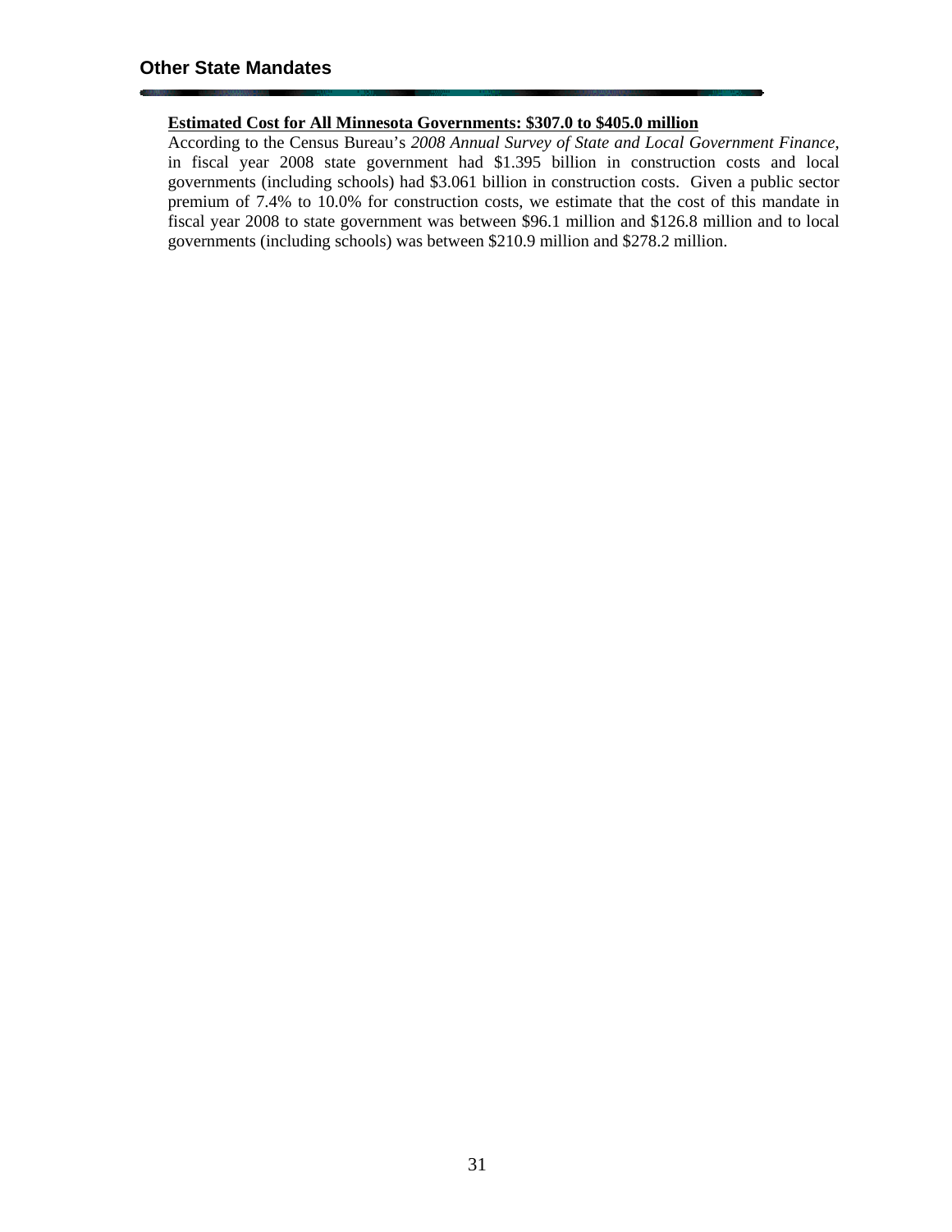## Other State Mandates

**Estimated Cost for All Minnesota Governments: $307.0 to $405.0 million**

According to the Census Bureau's *2008 Annual Survey of State and Local Government Finance*, in fiscal year 2008 state government had $1.395 billion in construction costs and local governments (including schools) had $3.061 billion in construction costs. Given a public sector premium of 7.4% to 10.0% for construction costs, we estimate that the cost of this mandate in fiscal year 2008 to state government was between $96.1 million and $126.8 million and to local governments (including schools) was between $210.9 million and $278.2 million.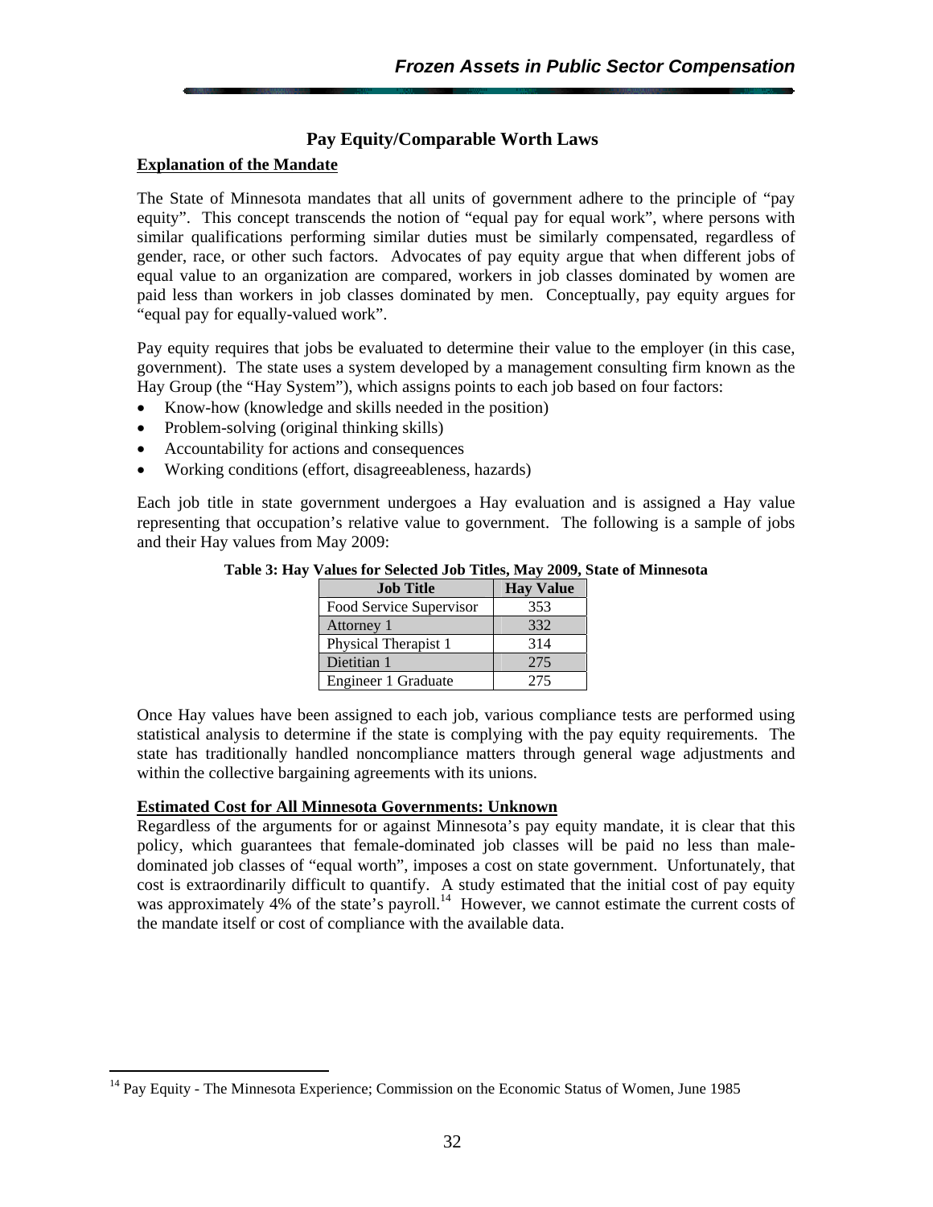## Pay Equity/Comparable Worth Laws

**Explanation of the Mandate**

The State of Minnesota mandates that all units of government adhere to the principle of "pay equity". This concept transcends the notion of "equal pay for equal work", where persons with similar qualifications performing similar duties must be similarly compensated, regardless of gender, race, or other such factors. Advocates of pay equity argue that when different jobs of equal value to an organization are compared, workers in job classes dominated by women are paid less than workers in job classes dominated by men. Conceptually, pay equity argues for "equal pay for equally-valued work".

Pay equity requires that jobs be evaluated to determine their value to the employer (in this case, government). The state uses a system developed by a management consulting firm known as the Hay Group (the "Hay System"), which assigns points to each job based on four factors:

- Know-how (knowledge and skills needed in the position)
- Problem-solving (original thinking skills)
- Accountability for actions and consequences
- Working conditions (effort, disagreeableness, hazards)

Each job title in state government undergoes a Hay evaluation and is assigned a Hay value representing that occupation's relative value to government. The following is a sample of jobs and their Hay values from May 2009:

**Table 3: Hay Values for Selected Job Titles, May 2009, State of Minnesota**

| Job Title | Hay Value |
|---|---|
| Food Service Supervisor | 353 |
| Attorney 1 | 332 |
| Physical Therapist 1 | 314 |
| Dietitian 1 | 275 |
| Engineer 1 Graduate | 275 |

Once Hay values have been assigned to each job, various compliance tests are performed using statistical analysis to determine if the state is complying with the pay equity requirements. The state has traditionally handled noncompliance matters through general wage adjustments and within the collective bargaining agreements with its unions.

**Estimated Cost for All Minnesota Governments: Unknown**

Regardless of the arguments for or against Minnesota's pay equity mandate, it is clear that this policy, which guarantees that female-dominated job classes will be paid no less than male-dominated job classes of "equal worth", imposes a cost on state government. Unfortunately, that cost is extraordinarily difficult to quantify. A study estimated that the initial cost of pay equity was approximately 4% of the state's payroll.[14] However, we cannot estimate the current costs of the mandate itself or cost of compliance with the available data.

[14] Pay Equity - The Minnesota Experience; Commission on the Economic Status of Women, June 1985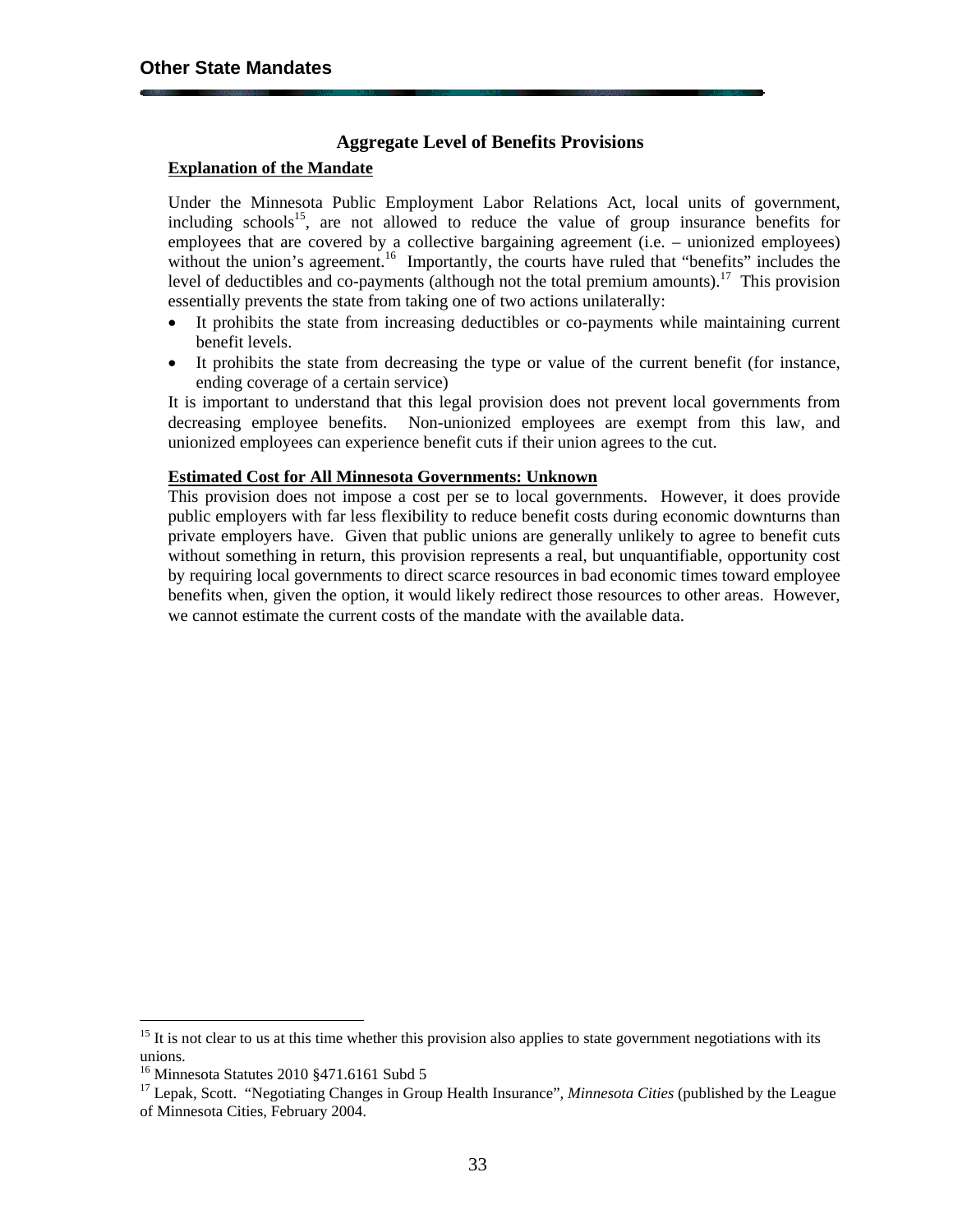## Aggregate Level of Benefits Provisions

**Explanation of the Mandate**

Under the Minnesota Public Employment Labor Relations Act, local units of government, including schools[15], are not allowed to reduce the value of group insurance benefits for employees that are covered by a collective bargaining agreement (i.e. – unionized employees) without the union's agreement.[16] Importantly, the courts have ruled that "benefits" includes the level of deductibles and co-payments (although not the total premium amounts).[17] This provision essentially prevents the state from taking one of two actions unilaterally:

- It prohibits the state from increasing deductibles or co-payments while maintaining current benefit levels.
- It prohibits the state from decreasing the type or value of the current benefit (for instance, ending coverage of a certain service)

It is important to understand that this legal provision does not prevent local governments from decreasing employee benefits. Non-unionized employees are exempt from this law, and unionized employees can experience benefit cuts if their union agrees to the cut.

**Estimated Cost for All Minnesota Governments: Unknown**

This provision does not impose a cost per se to local governments. However, it does provide public employers with far less flexibility to reduce benefit costs during economic downturns than private employers have. Given that public unions are generally unlikely to agree to benefit cuts without something in return, this provision represents a real, but unquantifiable, opportunity cost by requiring local governments to direct scarce resources in bad economic times toward employee benefits when, given the option, it would likely redirect those resources to other areas. However, we cannot estimate the current costs of the mandate with the available data.

---

[15] It is not clear to us at this time whether this provision also applies to state government negotiations with its unions.

[16] Minnesota Statutes 2010 §471.6161 Subd 5

[17] Lepak, Scott. "Negotiating Changes in Group Health Insurance", *Minnesota Cities* (published by the League of Minnesota Cities, February 2004.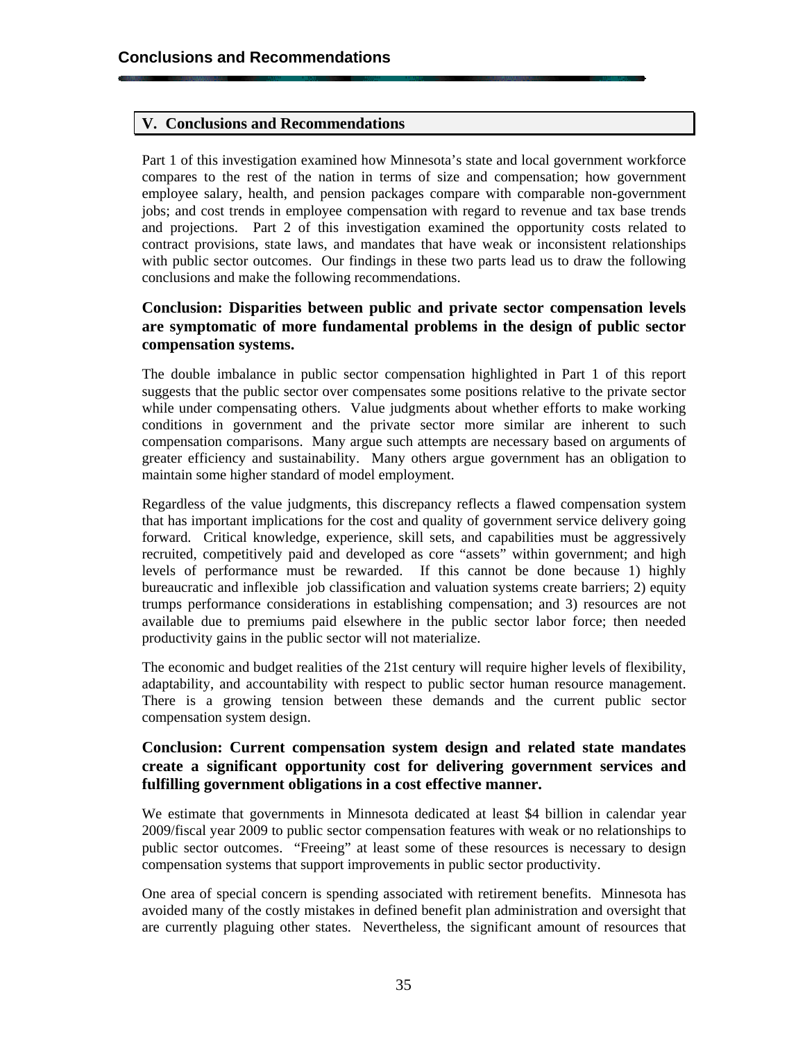## V. Conclusions and Recommendations

Part 1 of this investigation examined how Minnesota's state and local government workforce compares to the rest of the nation in terms of size and compensation; how government employee salary, health, and pension packages compare with comparable non-government jobs; and cost trends in employee compensation with regard to revenue and tax base trends and projections. Part 2 of this investigation examined the opportunity costs related to contract provisions, state laws, and mandates that have weak or inconsistent relationships with public sector outcomes. Our findings in these two parts lead us to draw the following conclusions and make the following recommendations.

### Conclusion: Disparities between public and private sector compensation levels are symptomatic of more fundamental problems in the design of public sector compensation systems.

The double imbalance in public sector compensation highlighted in Part 1 of this report suggests that the public sector over compensates some positions relative to the private sector while under compensating others. Value judgments about whether efforts to make working conditions in government and the private sector more similar are inherent to such compensation comparisons. Many argue such attempts are necessary based on arguments of greater efficiency and sustainability. Many others argue government has an obligation to maintain some higher standard of model employment.

Regardless of the value judgments, this discrepancy reflects a flawed compensation system that has important implications for the cost and quality of government service delivery going forward. Critical knowledge, experience, skill sets, and capabilities must be aggressively recruited, competitively paid and developed as core "assets" within government; and high levels of performance must be rewarded. If this cannot be done because 1) highly bureaucratic and inflexible job classification and valuation systems create barriers; 2) equity trumps performance considerations in establishing compensation; and 3) resources are not available due to premiums paid elsewhere in the public sector labor force; then needed productivity gains in the public sector will not materialize.

The economic and budget realities of the 21st century will require higher levels of flexibility, adaptability, and accountability with respect to public sector human resource management. There is a growing tension between these demands and the current public sector compensation system design.

### Conclusion: Current compensation system design and related state mandates create a significant opportunity cost for delivering government services and fulfilling government obligations in a cost effective manner.

We estimate that governments in Minnesota dedicated at least $4 billion in calendar year 2009/fiscal year 2009 to public sector compensation features with weak or no relationships to public sector outcomes. "Freeing" at least some of these resources is necessary to design compensation systems that support improvements in public sector productivity.

One area of special concern is spending associated with retirement benefits. Minnesota has avoided many of the costly mistakes in defined benefit plan administration and oversight that are currently plaguing other states. Nevertheless, the significant amount of resources that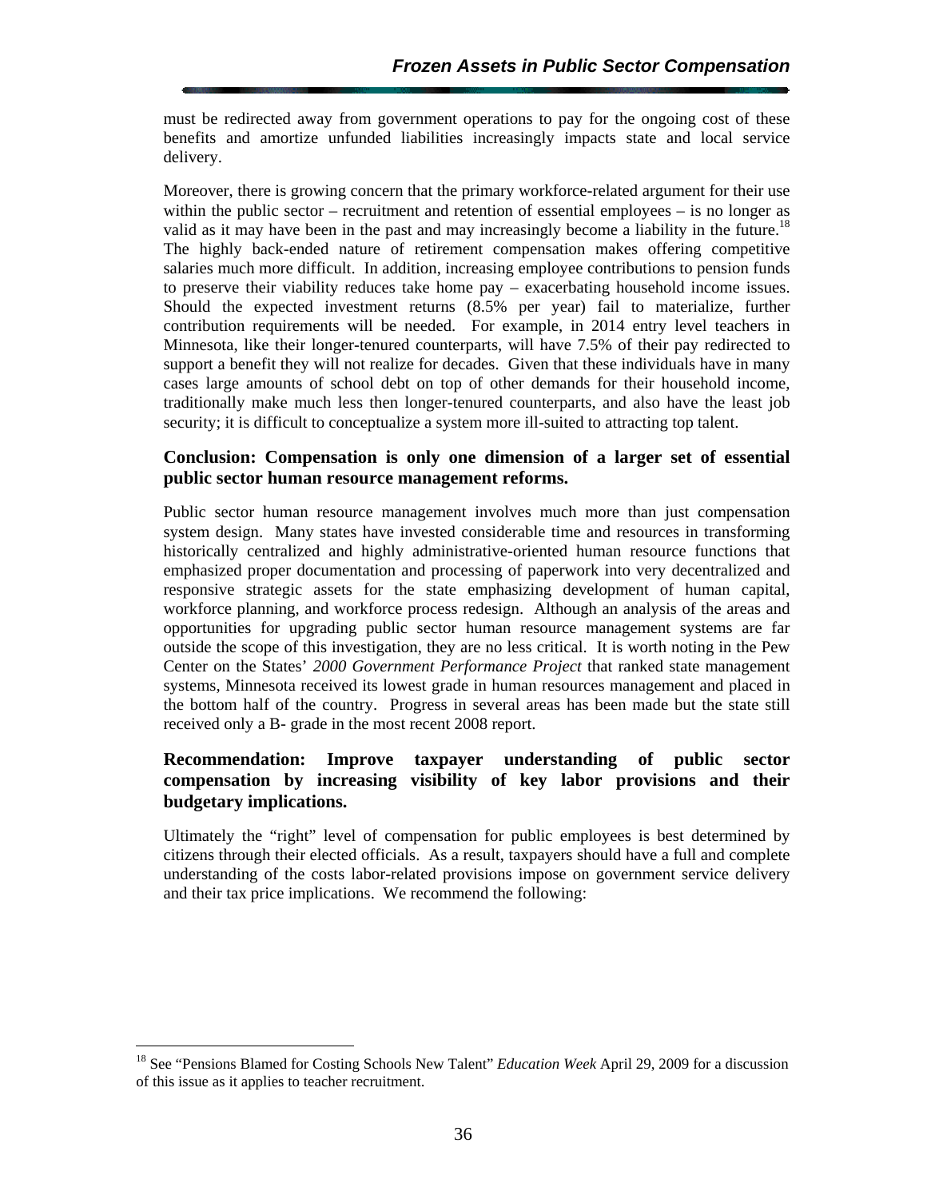must be redirected away from government operations to pay for the ongoing cost of these benefits and amortize unfunded liabilities increasingly impacts state and local service delivery.

Moreover, there is growing concern that the primary workforce-related argument for their use within the public sector – recruitment and retention of essential employees – is no longer as valid as it may have been in the past and may increasingly become a liability in the future.[18] The highly back-ended nature of retirement compensation makes offering competitive salaries much more difficult. In addition, increasing employee contributions to pension funds to preserve their viability reduces take home pay – exacerbating household income issues. Should the expected investment returns (8.5% per year) fail to materialize, further contribution requirements will be needed. For example, in 2014 entry level teachers in Minnesota, like their longer-tenured counterparts, will have 7.5% of their pay redirected to support a benefit they will not realize for decades. Given that these individuals have in many cases large amounts of school debt on top of other demands for their household income, traditionally make much less then longer-tenured counterparts, and also have the least job security; it is difficult to conceptualize a system more ill-suited to attracting top talent.

**Conclusion: Compensation is only one dimension of a larger set of essential public sector human resource management reforms.**

Public sector human resource management involves much more than just compensation system design. Many states have invested considerable time and resources in transforming historically centralized and highly administrative-oriented human resource functions that emphasized proper documentation and processing of paperwork into very decentralized and responsive strategic assets for the state emphasizing development of human capital, workforce planning, and workforce process redesign. Although an analysis of the areas and opportunities for upgrading public sector human resource management systems are far outside the scope of this investigation, they are no less critical. It is worth noting in the Pew Center on the States' *2000 Government Performance Project* that ranked state management systems, Minnesota received its lowest grade in human resources management and placed in the bottom half of the country. Progress in several areas has been made but the state still received only a B- grade in the most recent 2008 report.

**Recommendation: Improve taxpayer understanding of public sector compensation by increasing visibility of key labor provisions and their budgetary implications.**

Ultimately the "right" level of compensation for public employees is best determined by citizens through their elected officials. As a result, taxpayers should have a full and complete understanding of the costs labor-related provisions impose on government service delivery and their tax price implications. We recommend the following:

[18] See "Pensions Blamed for Costing Schools New Talent" *Education Week* April 29, 2009 for a discussion of this issue as it applies to teacher recruitment.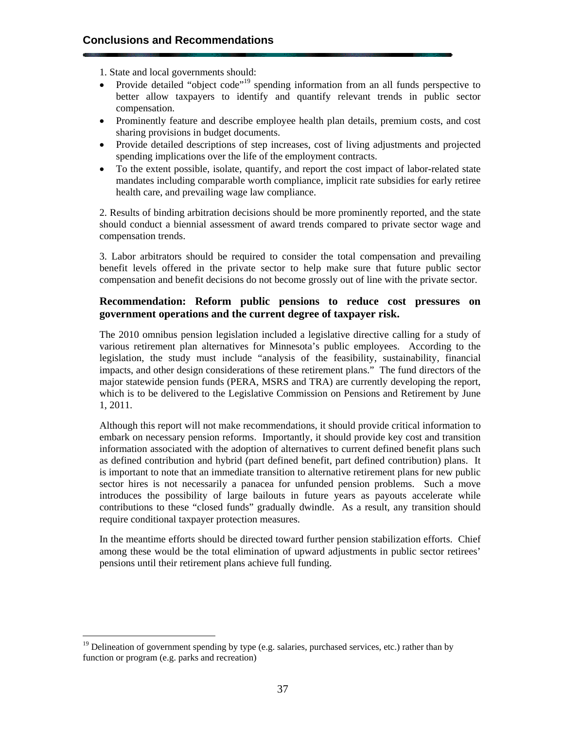## Conclusions and Recommendations

1. State and local governments should:

- Provide detailed "object code"[19] spending information from an all funds perspective to better allow taxpayers to identify and quantify relevant trends in public sector compensation.
- Prominently feature and describe employee health plan details, premium costs, and cost sharing provisions in budget documents.
- Provide detailed descriptions of step increases, cost of living adjustments and projected spending implications over the life of the employment contracts.
- To the extent possible, isolate, quantify, and report the cost impact of labor-related state mandates including comparable worth compliance, implicit rate subsidies for early retiree health care, and prevailing wage law compliance.

2. Results of binding arbitration decisions should be more prominently reported, and the state should conduct a biennial assessment of award trends compared to private sector wage and compensation trends.

3. Labor arbitrators should be required to consider the total compensation and prevailing benefit levels offered in the private sector to help make sure that future public sector compensation and benefit decisions do not become grossly out of line with the private sector.

### Recommendation: Reform public pensions to reduce cost pressures on government operations and the current degree of taxpayer risk.

The 2010 omnibus pension legislation included a legislative directive calling for a study of various retirement plan alternatives for Minnesota's public employees. According to the legislation, the study must include "analysis of the feasibility, sustainability, financial impacts, and other design considerations of these retirement plans." The fund directors of the major statewide pension funds (PERA, MSRS and TRA) are currently developing the report, which is to be delivered to the Legislative Commission on Pensions and Retirement by June 1, 2011.

Although this report will not make recommendations, it should provide critical information to embark on necessary pension reforms. Importantly, it should provide key cost and transition information associated with the adoption of alternatives to current defined benefit plans such as defined contribution and hybrid (part defined benefit, part defined contribution) plans. It is important to note that an immediate transition to alternative retirement plans for new public sector hires is not necessarily a panacea for unfunded pension problems. Such a move introduces the possibility of large bailouts in future years as payouts accelerate while contributions to these "closed funds" gradually dwindle. As a result, any transition should require conditional taxpayer protection measures.

In the meantime efforts should be directed toward further pension stabilization efforts. Chief among these would be the total elimination of upward adjustments in public sector retirees' pensions until their retirement plans achieve full funding.

---

[19] Delineation of government spending by type (e.g. salaries, purchased services, etc.) rather than by function or program (e.g. parks and recreation)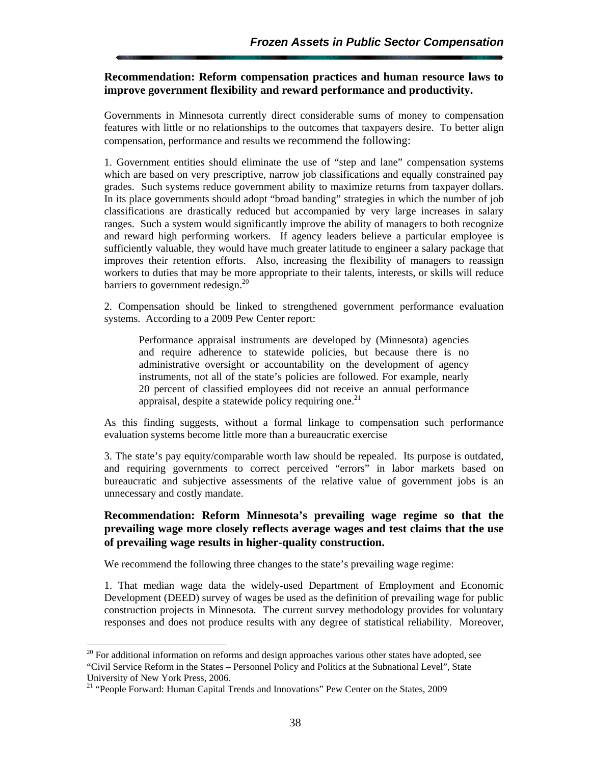**Recommendation: Reform compensation practices and human resource laws to improve government flexibility and reward performance and productivity.**

Governments in Minnesota currently direct considerable sums of money to compensation features with little or no relationships to the outcomes that taxpayers desire. To better align compensation, performance and results we recommend the following:

1. Government entities should eliminate the use of "step and lane" compensation systems which are based on very prescriptive, narrow job classifications and equally constrained pay grades. Such systems reduce government ability to maximize returns from taxpayer dollars. In its place governments should adopt "broad banding" strategies in which the number of job classifications are drastically reduced but accompanied by very large increases in salary ranges. Such a system would significantly improve the ability of managers to both recognize and reward high performing workers. If agency leaders believe a particular employee is sufficiently valuable, they would have much greater latitude to engineer a salary package that improves their retention efforts. Also, increasing the flexibility of managers to reassign workers to duties that may be more appropriate to their talents, interests, or skills will reduce barriers to government redesign.[20]

2. Compensation should be linked to strengthened government performance evaluation systems. According to a 2009 Pew Center report:

> Performance appraisal instruments are developed by (Minnesota) agencies and require adherence to statewide policies, but because there is no administrative oversight or accountability on the development of agency instruments, not all of the state's policies are followed. For example, nearly 20 percent of classified employees did not receive an annual performance appraisal, despite a statewide policy requiring one.[21]

As this finding suggests, without a formal linkage to compensation such performance evaluation systems become little more than a bureaucratic exercise

3. The state's pay equity/comparable worth law should be repealed. Its purpose is outdated, and requiring governments to correct perceived "errors" in labor markets based on bureaucratic and subjective assessments of the relative value of government jobs is an unnecessary and costly mandate.

**Recommendation: Reform Minnesota's prevailing wage regime so that the prevailing wage more closely reflects average wages and test claims that the use of prevailing wage results in higher-quality construction.**

We recommend the following three changes to the state's prevailing wage regime:

1. That median wage data the widely-used Department of Employment and Economic Development (DEED) survey of wages be used as the definition of prevailing wage for public construction projects in Minnesota. The current survey methodology provides for voluntary responses and does not produce results with any degree of statistical reliability. Moreover,

---

[20] For additional information on reforms and design approaches various other states have adopted, see "Civil Service Reform in the States – Personnel Policy and Politics at the Subnational Level", State University of New York Press, 2006.

[21] "People Forward: Human Capital Trends and Innovations" Pew Center on the States, 2009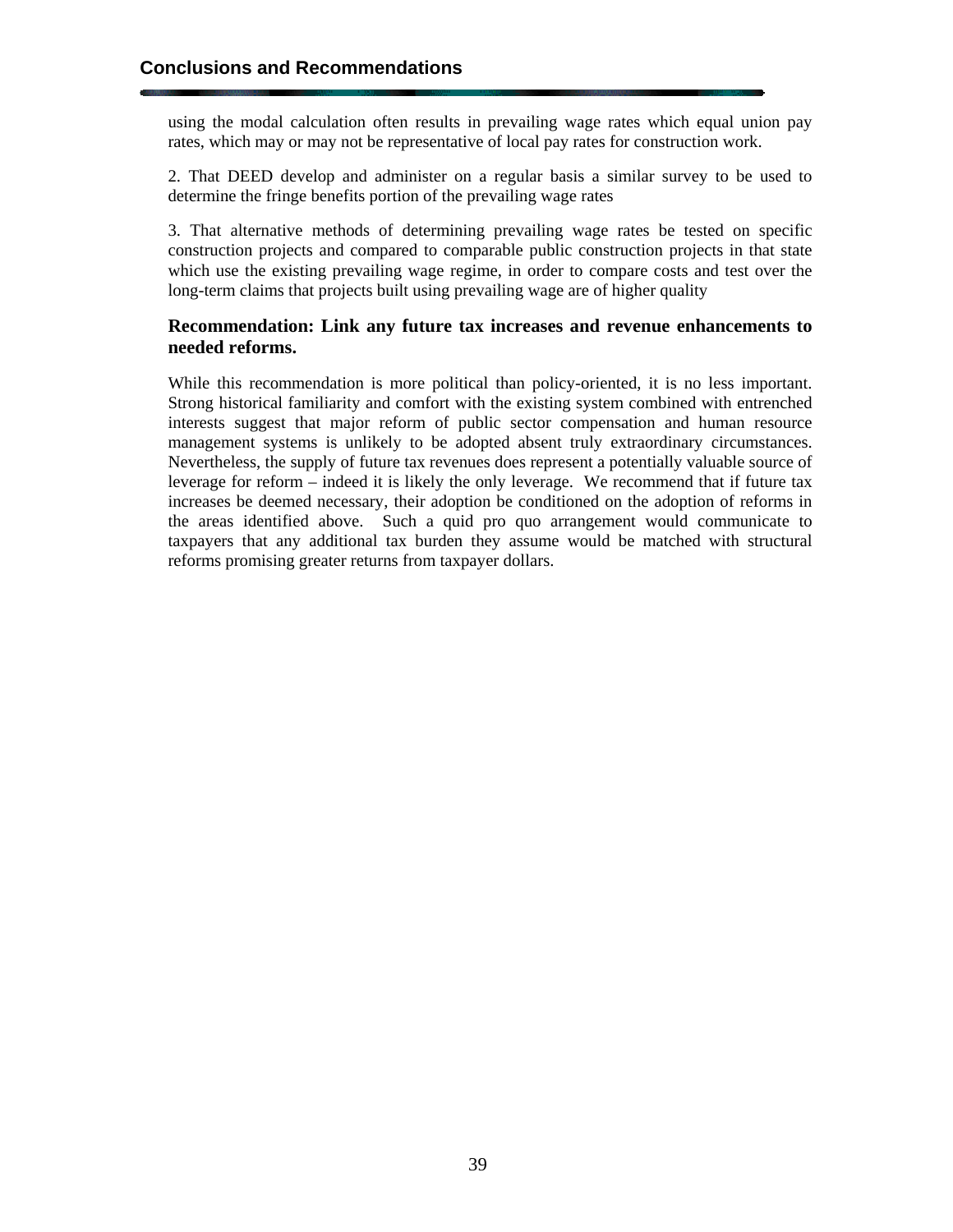using the modal calculation often results in prevailing wage rates which equal union pay rates, which may or may not be representative of local pay rates for construction work.

2. That DEED develop and administer on a regular basis a similar survey to be used to determine the fringe benefits portion of the prevailing wage rates

3. That alternative methods of determining prevailing wage rates be tested on specific construction projects and compared to comparable public construction projects in that state which use the existing prevailing wage regime, in order to compare costs and test over the long-term claims that projects built using prevailing wage are of higher quality

**Recommendation: Link any future tax increases and revenue enhancements to needed reforms.**

While this recommendation is more political than policy-oriented, it is no less important. Strong historical familiarity and comfort with the existing system combined with entrenched interests suggest that major reform of public sector compensation and human resource management systems is unlikely to be adopted absent truly extraordinary circumstances. Nevertheless, the supply of future tax revenues does represent a potentially valuable source of leverage for reform – indeed it is likely the only leverage. We recommend that if future tax increases be deemed necessary, their adoption be conditioned on the adoption of reforms in the areas identified above. Such a quid pro quo arrangement would communicate to taxpayers that any additional tax burden they assume would be matched with structural reforms promising greater returns from taxpayer dollars.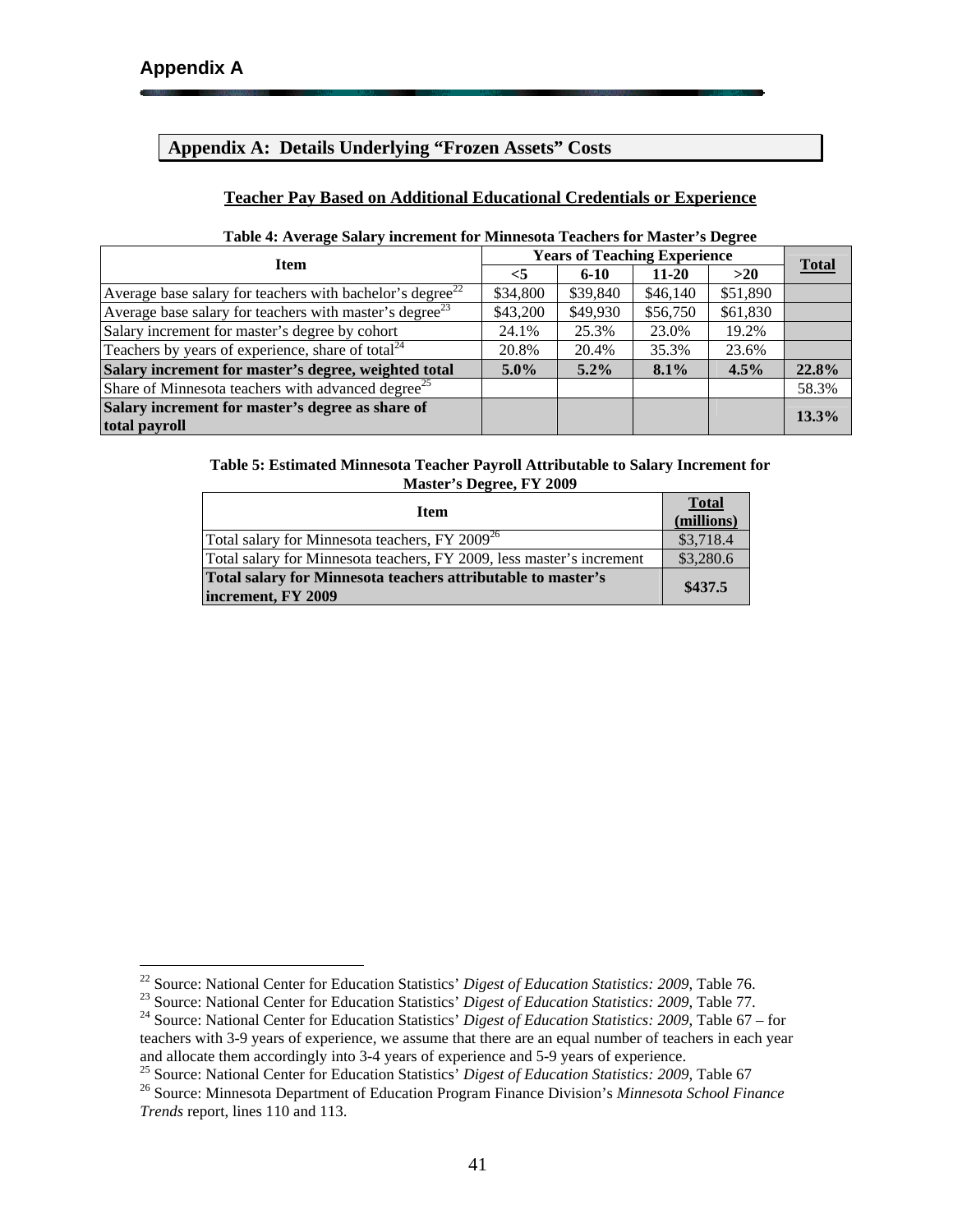## Appendix A: Details Underlying "Frozen Assets" Costs

### Teacher Pay Based on Additional Educational Credentials or Experience

**Table 4: Average Salary increment for Minnesota Teachers for Master's Degree**

| Item | Years of Teaching Experience | | | | Total |
|---|---|---|---|---|---|
| | <5 | 6-10 | 11-20 | >20 | |
| Average base salary for teachers with bachelor's degree[22] | $34,800 | $39,840 | $46,140 | $51,890 | |
| Average base salary for teachers with master's degree[23] | $43,200 | $49,930 | $56,750 | $61,830 | |
| Salary increment for master's degree by cohort | 24.1% | 25.3% | 23.0% | 19.2% | |
| Teachers by years of experience, share of total[24] | 20.8% | 20.4% | 35.3% | 23.6% | |
| **Salary increment for master's degree, weighted total** | **5.0%** | **5.2%** | **8.1%** | **4.5%** | **22.8%** |
| Share of Minnesota teachers with advanced degree[25] | | | | | 58.3% |
| **Salary increment for master's degree as share of total payroll** | | | | | **13.3%** |

**Table 5: Estimated Minnesota Teacher Payroll Attributable to Salary Increment for Master's Degree, FY 2009**

| Item | Total (millions) |
|---|---|
| Total salary for Minnesota teachers, FY 2009[26] | $3,718.4 |
| Total salary for Minnesota teachers, FY 2009, less master's increment | $3,280.6 |
| **Total salary for Minnesota teachers attributable to master's increment, FY 2009** | **$437.5** |

---

[22] Source: National Center for Education Statistics' *Digest of Education Statistics: 2009*, Table 76.

[23] Source: National Center for Education Statistics' *Digest of Education Statistics: 2009*, Table 77.

[24] Source: National Center for Education Statistics' *Digest of Education Statistics: 2009*, Table 67 – for teachers with 3-9 years of experience, we assume that there are an equal number of teachers in each year and allocate them accordingly into 3-4 years of experience and 5-9 years of experience.

[25] Source: National Center for Education Statistics' *Digest of Education Statistics: 2009*, Table 67

[26] Source: Minnesota Department of Education Program Finance Division's *Minnesota School Finance Trends* report, lines 110 and 113.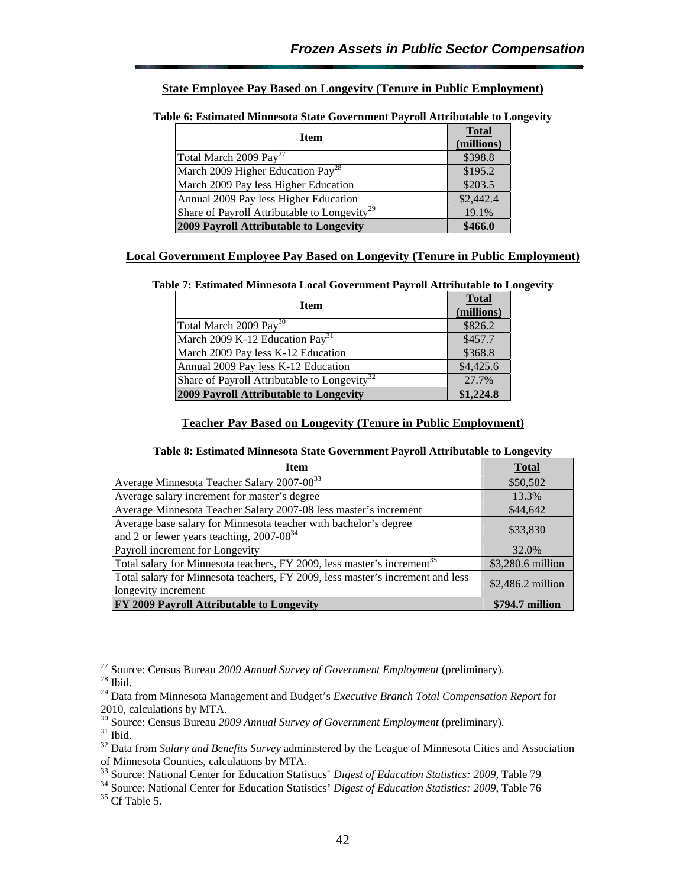## State Employee Pay Based on Longevity (Tenure in Public Employment)

**Table 6: Estimated Minnesota State Government Payroll Attributable to Longevity**

| Item | Total (millions) |
|---|---|
| Total March 2009 Pay[27] | $398.8 |
| March 2009 Higher Education Pay[28] | $195.2 |
| March 2009 Pay less Higher Education | $203.5 |
| Annual 2009 Pay less Higher Education | $2,442.4 |
| Share of Payroll Attributable to Longevity[29] | 19.1% |
| **2009 Payroll Attributable to Longevity** | **$466.0** |

## Local Government Employee Pay Based on Longevity (Tenure in Public Employment)

**Table 7: Estimated Minnesota Local Government Payroll Attributable to Longevity**

| Item | Total (millions) |
|---|---|
| Total March 2009 Pay[30] | $826.2 |
| March 2009 K-12 Education Pay[31] | $457.7 |
| March 2009 Pay less K-12 Education | $368.8 |
| Annual 2009 Pay less K-12 Education | $4,425.6 |
| Share of Payroll Attributable to Longevity[32] | 27.7% |
| **2009 Payroll Attributable to Longevity** | **$1,224.8** |

## Teacher Pay Based on Longevity (Tenure in Public Employment)

**Table 8: Estimated Minnesota State Government Payroll Attributable to Longevity**

| Item | Total |
|---|---|
| Average Minnesota Teacher Salary 2007-08[33] | $50,582 |
| Average salary increment for master's degree | 13.3% |
| Average Minnesota Teacher Salary 2007-08 less master's increment | $44,642 |
| Average base salary for Minnesota teacher with bachelor's degree and 2 or fewer years teaching, 2007-08[34] | $33,830 |
| Payroll increment for Longevity | 32.0% |
| Total salary for Minnesota teachers, FY 2009, less master's increment[35] | $3,280.6 million |
| Total salary for Minnesota teachers, FY 2009, less master's increment and less longevity increment | $2,486.2 million |
| **FY 2009 Payroll Attributable to Longevity** | **$794.7 million** |

---

[27] Source: Census Bureau *2009 Annual Survey of Government Employment* (preliminary).

[28] Ibid.

[29] Data from Minnesota Management and Budget's *Executive Branch Total Compensation Report* for 2010, calculations by MTA.

[30] Source: Census Bureau *2009 Annual Survey of Government Employment* (preliminary).

[31] Ibid.

[32] Data from *Salary and Benefits Survey* administered by the League of Minnesota Cities and Association of Minnesota Counties, calculations by MTA.

[33] Source: National Center for Education Statistics' *Digest of Education Statistics: 2009*, Table 79

[34] Source: National Center for Education Statistics' *Digest of Education Statistics: 2009*, Table 76

[35] Cf Table 5.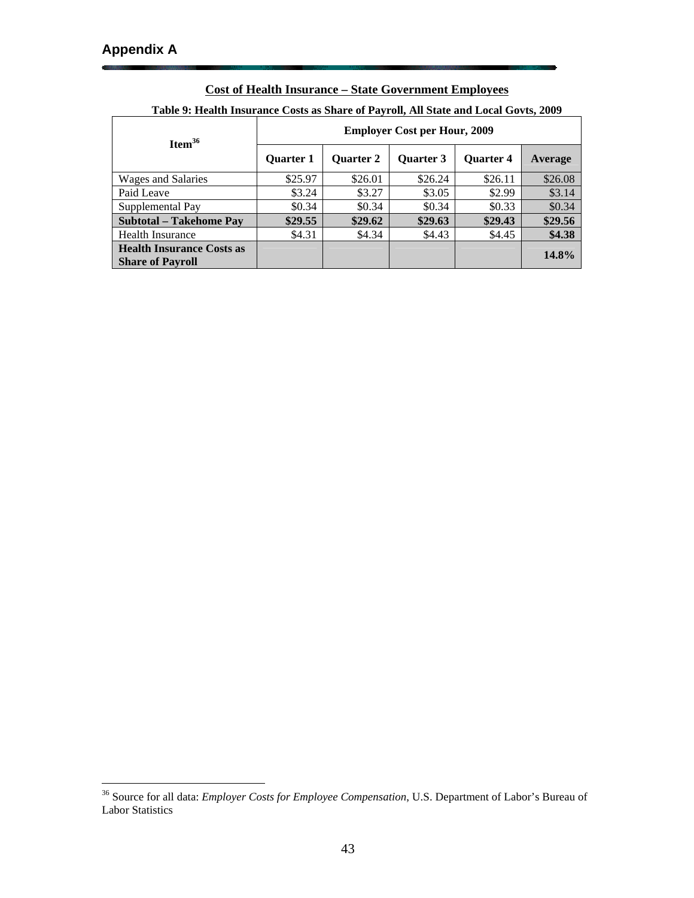## Appendix A

**Cost of Health Insurance – State Government Employees**

**Table 9: Health Insurance Costs as Share of Payroll, All State and Local Govts, 2009**

| Item[36] | Employer Cost per Hour, 2009 | | | | |
|---|---|---|---|---|---|
| | **Quarter 1** | **Quarter 2** | **Quarter 3** | **Quarter 4** | **Average** |
| Wages and Salaries | $25.97 | $26.01 | $26.24 | $26.11 | $26.08 |
| Paid Leave | $3.24 | $3.27 | $3.05 | $2.99 | $3.14 |
| Supplemental Pay | $0.34 | $0.34 | $0.34 | $0.33 | $0.34 |
| **Subtotal – Takehome Pay** | **$29.55** | **$29.62** | **$29.63** | **$29.43** | **$29.56** |
| Health Insurance | $4.31 | $4.34 | $4.43 | $4.45 | **$4.38** |
| **Health Insurance Costs as Share of Payroll** | | | | | **14.8%** |

[36] Source for all data: *Employer Costs for Employee Compensation*, U.S. Department of Labor's Bureau of Labor Statistics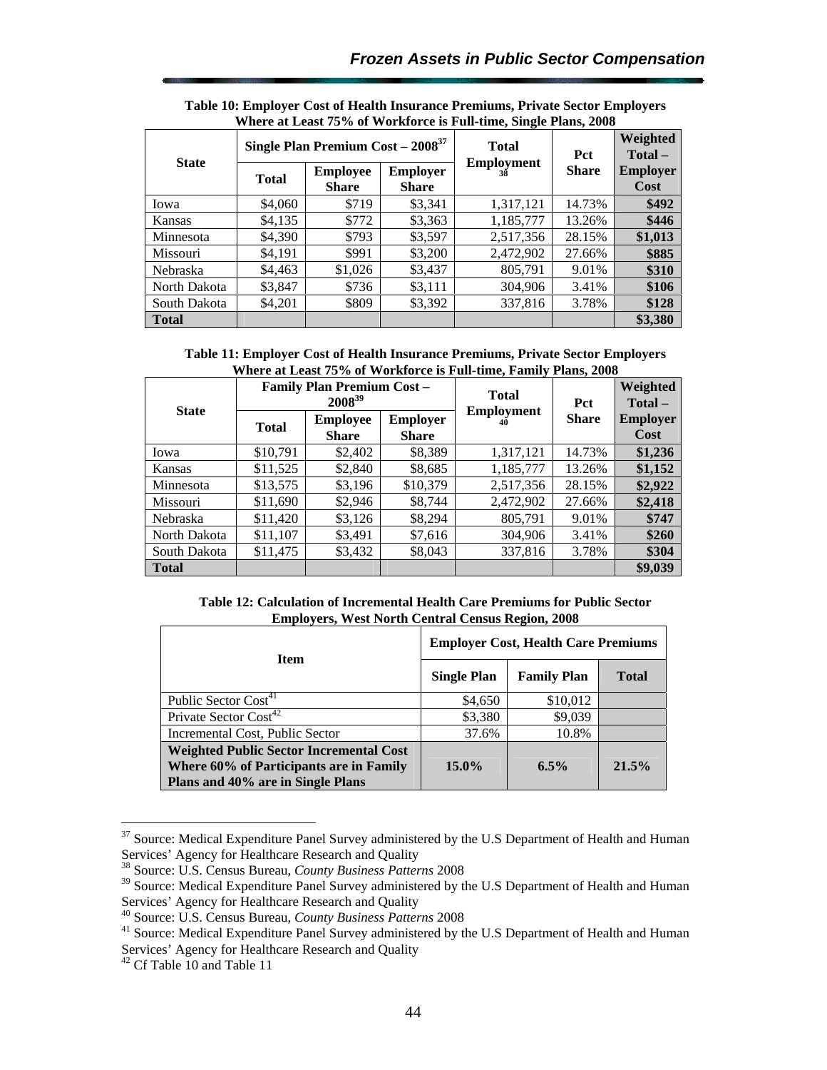**Table 10: Employer Cost of Health Insurance Premiums, Private Sector Employers Where at Least 75% of Workforce is Full-time, Single Plans, 2008**

| State | Single Plan Premium Cost – 2008[37] | | | Total Employment[38] | Pct Share | Weighted Total – Employer Cost |
|---|---|---|---|---|---|---|
| | Total | Employee Share | Employer Share | | | |
| Iowa | $4,060 | $719 | $3,341 | 1,317,121 | 14.73% | **$492** |
| Kansas | $4,135 | $772 | $3,363 | 1,185,777 | 13.26% | **$446** |
| Minnesota | $4,390 | $793 | $3,597 | 2,517,356 | 28.15% | **$1,013** |
| Missouri | $4,191 | $991 | $3,200 | 2,472,902 | 27.66% | **$885** |
| Nebraska | $4,463 | $1,026 | $3,437 | 805,791 | 9.01% | **$310** |
| North Dakota | $3,847 | $736 | $3,111 | 304,906 | 3.41% | **$106** |
| South Dakota | $4,201 | $809 | $3,392 | 337,816 | 3.78% | **$128** |
| **Total** | | | | | | **$3,380** |

**Table 11: Employer Cost of Health Insurance Premiums, Private Sector Employers Where at Least 75% of Workforce is Full-time, Family Plans, 2008**

| State | Family Plan Premium Cost – 2008[39] | | | Total Employment[40] | Pct Share | Weighted Total – Employer Cost |
|---|---|---|---|---|---|---|
| | Total | Employee Share | Employer Share | | | |
| Iowa | $10,791 | $2,402 | $8,389 | 1,317,121 | 14.73% | **$1,236** |
| Kansas | $11,525 | $2,840 | $8,685 | 1,185,777 | 13.26% | **$1,152** |
| Minnesota | $13,575 | $3,196 | $10,379 | 2,517,356 | 28.15% | **$2,922** |
| Missouri | $11,690 | $2,946 | $8,744 | 2,472,902 | 27.66% | **$2,418** |
| Nebraska | $11,420 | $3,126 | $8,294 | 805,791 | 9.01% | **$747** |
| North Dakota | $11,107 | $3,491 | $7,616 | 304,906 | 3.41% | **$260** |
| South Dakota | $11,475 | $3,432 | $8,043 | 337,816 | 3.78% | **$304** |
| **Total** | | | | | | **$9,039** |

**Table 12: Calculation of Incremental Health Care Premiums for Public Sector Employers, West North Central Census Region, 2008**

| Item | Employer Cost, Health Care Premiums | | |
|---|---|---|---|
| | Single Plan | Family Plan | Total |
| Public Sector Cost[41] | $4,650 | $10,012 | |
| Private Sector Cost[42] | $3,380 | $9,039 | |
| Incremental Cost, Public Sector | 37.6% | 10.8% | |
| **Weighted Public Sector Incremental Cost Where 60% of Participants are in Family Plans and 40% are in Single Plans** | **15.0%** | **6.5%** | **21.5%** |

[37] Source: Medical Expenditure Panel Survey administered by the U.S Department of Health and Human Services' Agency for Healthcare Research and Quality

[38] Source: U.S. Census Bureau, *County Business Patterns* 2008

[39] Source: Medical Expenditure Panel Survey administered by the U.S Department of Health and Human Services' Agency for Healthcare Research and Quality

[40] Source: U.S. Census Bureau, *County Business Patterns* 2008

[41] Source: Medical Expenditure Panel Survey administered by the U.S Department of Health and Human Services' Agency for Healthcare Research and Quality

[42] Cf Table 10 and Table 11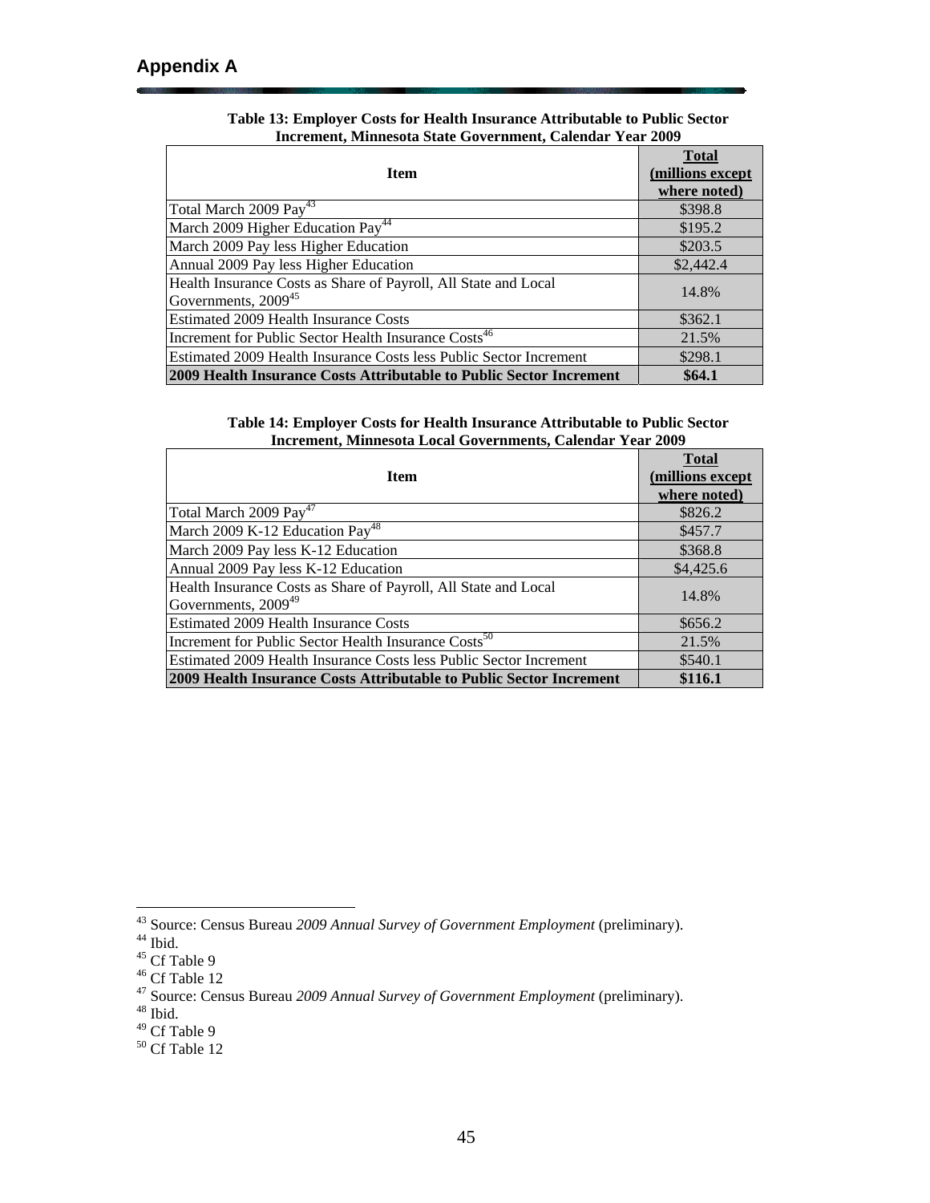## Appendix A

**Table 13: Employer Costs for Health Insurance Attributable to Public Sector Increment, Minnesota State Government, Calendar Year 2009**

| Item | Total (millions except where noted) |
|---|---|
| Total March 2009 Pay[43] | $398.8 |
| March 2009 Higher Education Pay[44] | $195.2 |
| March 2009 Pay less Higher Education | $203.5 |
| Annual 2009 Pay less Higher Education | $2,442.4 |
| Health Insurance Costs as Share of Payroll, All State and Local Governments, 2009[45] | 14.8% |
| Estimated 2009 Health Insurance Costs | $362.1 |
| Increment for Public Sector Health Insurance Costs[46] | 21.5% |
| Estimated 2009 Health Insurance Costs less Public Sector Increment | $298.1 |
| **2009 Health Insurance Costs Attributable to Public Sector Increment** | **$64.1** |

**Table 14: Employer Costs for Health Insurance Attributable to Public Sector Increment, Minnesota Local Governments, Calendar Year 2009**

| Item | Total (millions except where noted) |
|---|---|
| Total March 2009 Pay[47] | $826.2 |
| March 2009 K-12 Education Pay[48] | $457.7 |
| March 2009 Pay less K-12 Education | $368.8 |
| Annual 2009 Pay less K-12 Education | $4,425.6 |
| Health Insurance Costs as Share of Payroll, All State and Local Governments, 2009[49] | 14.8% |
| Estimated 2009 Health Insurance Costs | $656.2 |
| Increment for Public Sector Health Insurance Costs[50] | 21.5% |
| Estimated 2009 Health Insurance Costs less Public Sector Increment | $540.1 |
| **2009 Health Insurance Costs Attributable to Public Sector Increment** | **$116.1** |

[43] Source: Census Bureau *2009 Annual Survey of Government Employment* (preliminary).
[44] Ibid.
[45] Cf Table 9
[46] Cf Table 12
[47] Source: Census Bureau *2009 Annual Survey of Government Employment* (preliminary).
[48] Ibid.
[49] Cf Table 9
[50] Cf Table 12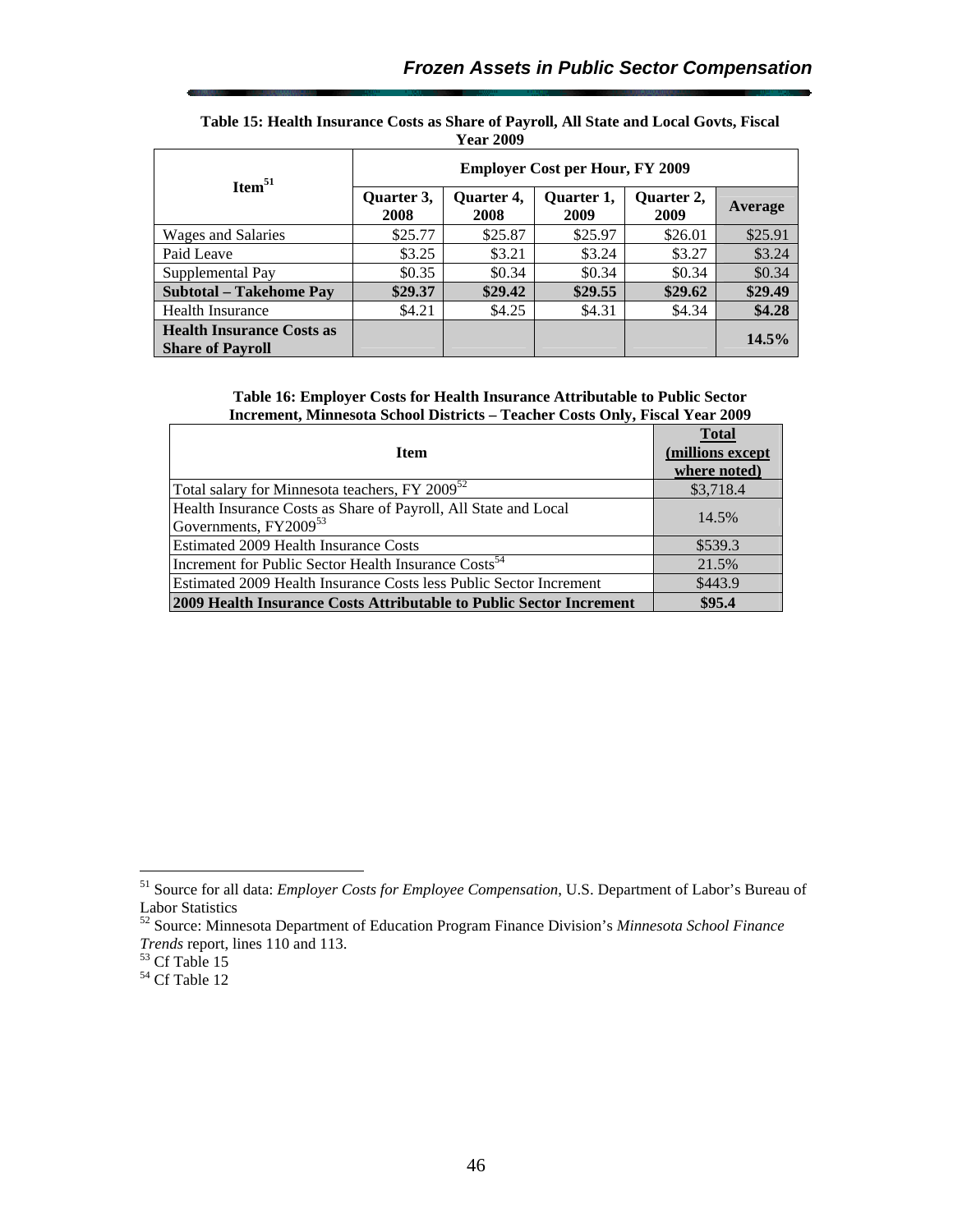**Table 15: Health Insurance Costs as Share of Payroll, All State and Local Govts, Fiscal Year 2009**

| Item[51] | Employer Cost per Hour, FY 2009 | | | | |
|---|---|---|---|---|---|
| | Quarter 3, 2008 | Quarter 4, 2008 | Quarter 1, 2009 | Quarter 2, 2009 | Average |
| Wages and Salaries | $25.77 | $25.87 | $25.97 | $26.01 | $25.91 |
| Paid Leave | $3.25 | $3.21 | $3.24 | $3.27 | $3.24 |
| Supplemental Pay | $0.35 | $0.34 | $0.34 | $0.34 | $0.34 |
| **Subtotal – Takehome Pay** | **$29.37** | **$29.42** | **$29.55** | **$29.62** | **$29.49** |
| Health Insurance | $4.21 | $4.25 | $4.31 | $4.34 | **$4.28** |
| **Health Insurance Costs as Share of Payroll** | | | | | **14.5%** |

**Table 16: Employer Costs for Health Insurance Attributable to Public Sector Increment, Minnesota School Districts – Teacher Costs Only, Fiscal Year 2009**

| Item | Total (millions except where noted) |
|---|---|
| Total salary for Minnesota teachers, FY 2009[52] | $3,718.4 |
| Health Insurance Costs as Share of Payroll, All State and Local Governments, FY2009[53] | 14.5% |
| Estimated 2009 Health Insurance Costs | $539.3 |
| Increment for Public Sector Health Insurance Costs[54] | 21.5% |
| Estimated 2009 Health Insurance Costs less Public Sector Increment | $443.9 |
| **2009 Health Insurance Costs Attributable to Public Sector Increment** | **$95.4** |

---

[51] Source for all data: *Employer Costs for Employee Compensation*, U.S. Department of Labor's Bureau of Labor Statistics

[52] Source: Minnesota Department of Education Program Finance Division's *Minnesota School Finance Trends* report, lines 110 and 113.

[53] Cf Table 15

[54] Cf Table 12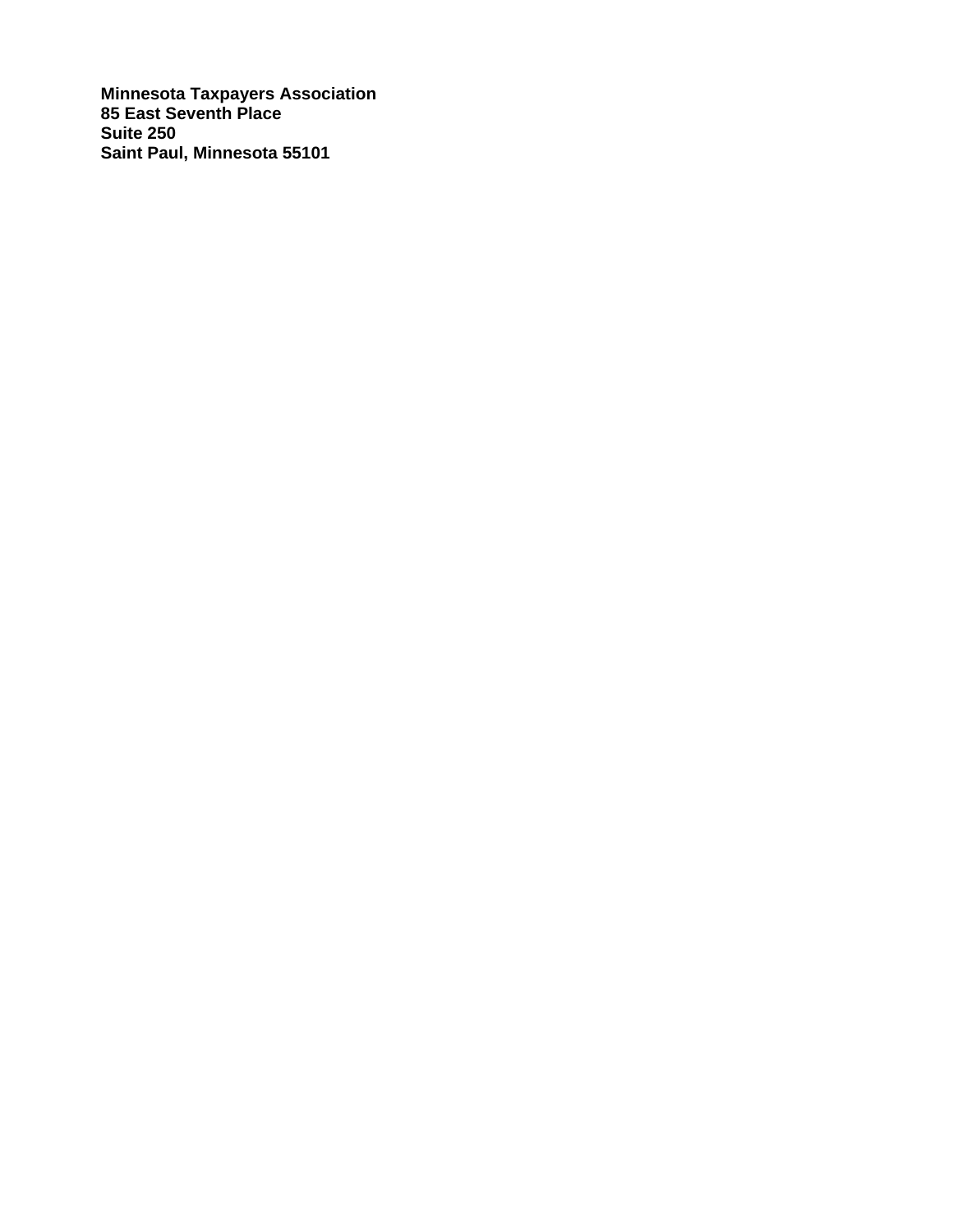**Minnesota Taxpayers Association**
**85 East Seventh Place**
**Suite 250**
**Saint Paul, Minnesota 55101**